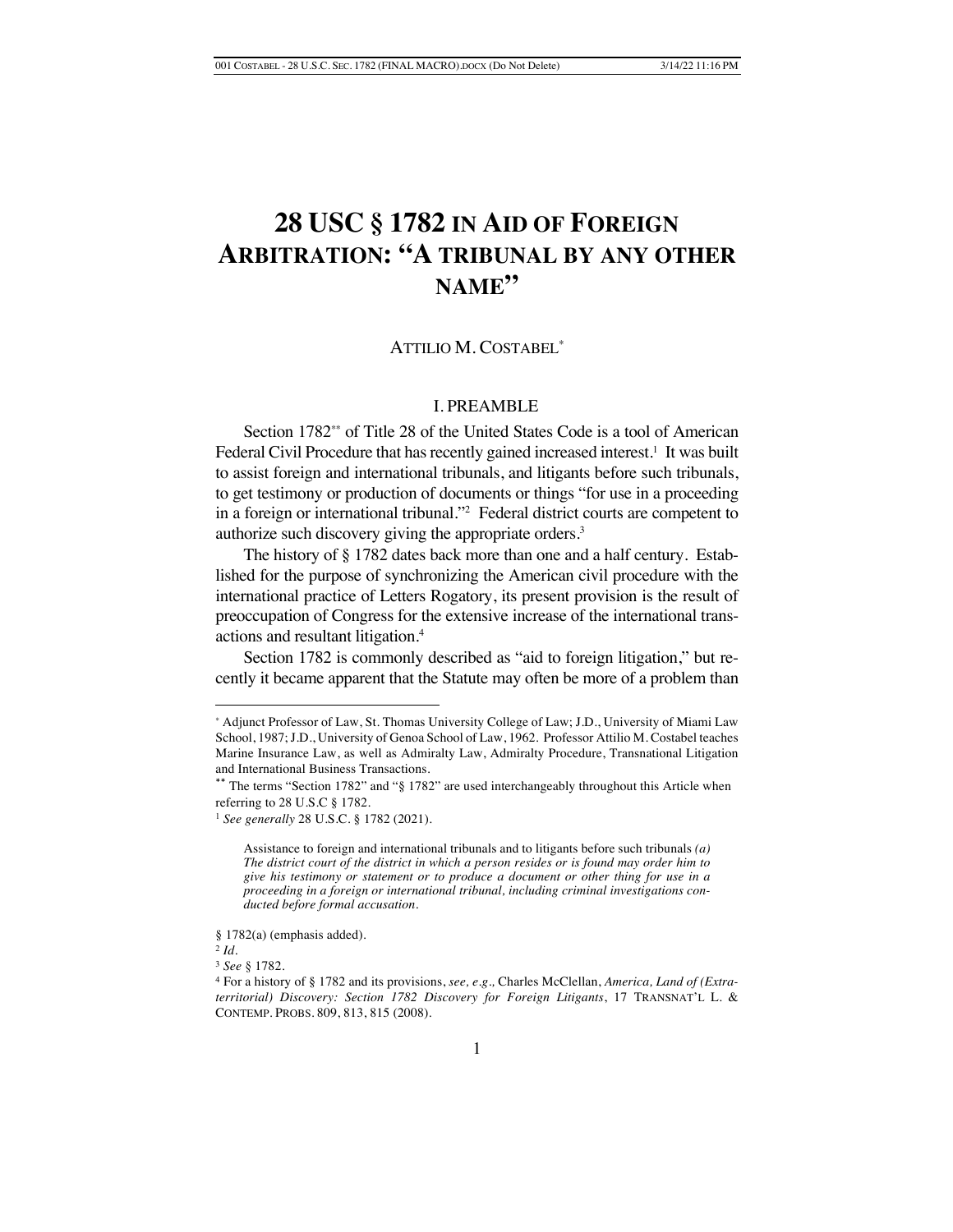# 28 USC § 1782 IN AID OF FOREIGN ARBITRATION: "A TRIBUNAL BY ANY OTHER NAME"

ATTILIO M. COSTABEL[*]

## I. PREAMBLE

Section 1782[**] of Title 28 of the United States Code is a tool of American Federal Civil Procedure that has recently gained increased interest.[1] It was built to assist foreign and international tribunals, and litigants before such tribunals, to get testimony or production of documents or things "for use in a proceeding in a foreign or international tribunal."[2] Federal district courts are competent to authorize such discovery giving the appropriate orders.[3]

The history of § 1782 dates back more than one and a half century. Established for the purpose of synchronizing the American civil procedure with the international practice of Letters Rogatory, its present provision is the result of preoccupation of Congress for the extensive increase of the international transactions and resultant litigation.[4]

Section 1782 is commonly described as "aid to foreign litigation," but recently it became apparent that the Statute may often be more of a problem than

---

[*] Adjunct Professor of Law, St. Thomas University College of Law; J.D., University of Miami Law School, 1987; J.D., University of Genoa School of Law, 1962. Professor Attilio M. Costabel teaches Marine Insurance Law, as well as Admiralty Law, Admiralty Procedure, Transnational Litigation and International Business Transactions.

[**] The terms "Section 1782" and "§ 1782" are used interchangeably throughout this Article when referring to 28 U.S.C § 1782.

[1] *See generally* 28 U.S.C. § 1782 (2021).

> Assistance to foreign and international tribunals and to litigants before such tribunals *(a) The district court of the district in which a person resides or is found may order him to give his testimony or statement or to produce a document or other thing for use in a proceeding in a foreign or international tribunal, including criminal investigations conducted before formal accusation.*

§ 1782(a) (emphasis added).

[2] *Id.*

[3] *See* § 1782.

[4] For a history of § 1782 and its provisions, *see, e.g.,* Charles McClellan, *America, Land of (Extraterritorial) Discovery: Section 1782 Discovery for Foreign Litigants*, 17 TRANSNAT'L L. & CONTEMP. PROBS. 809, 813, 815 (2008).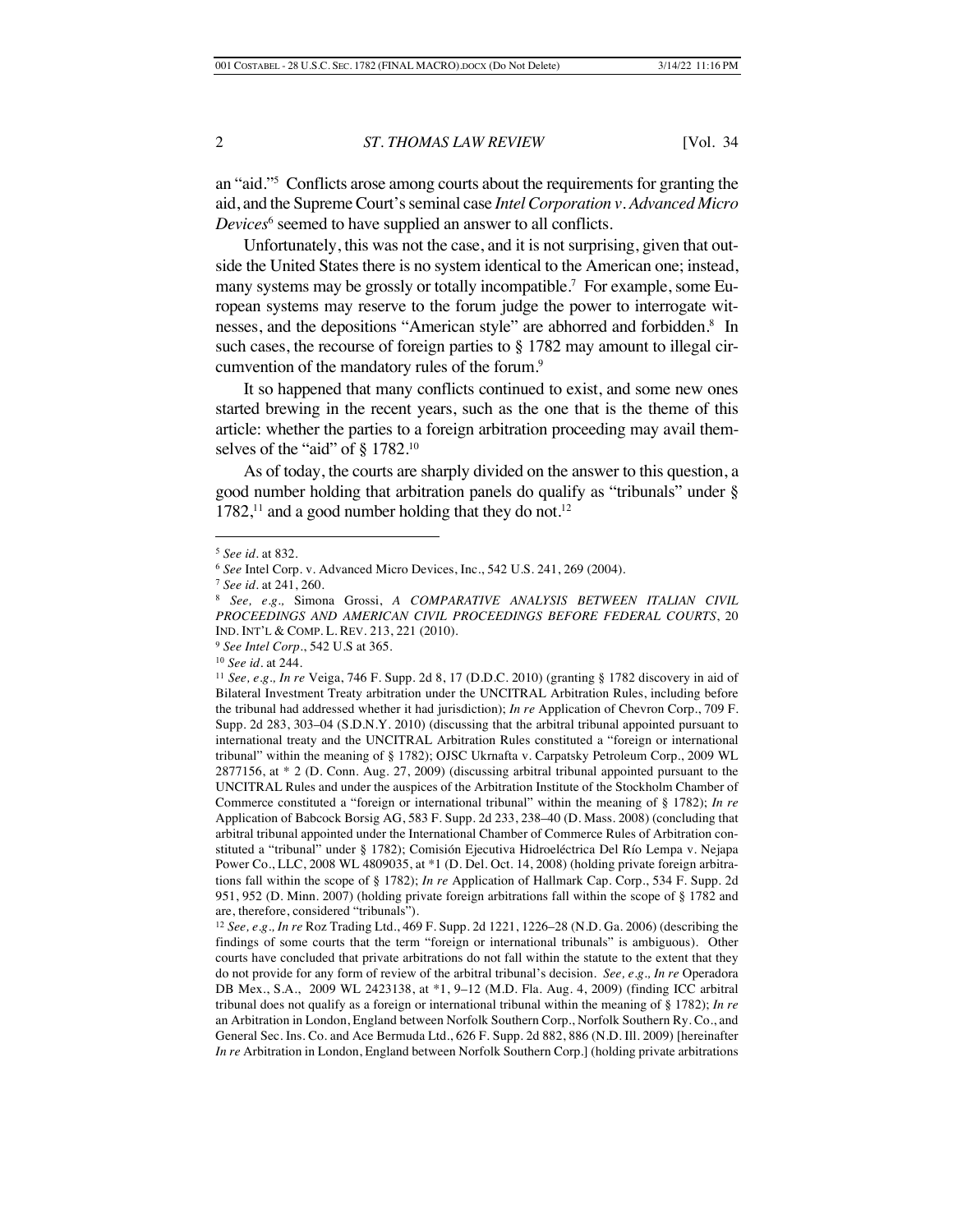an "aid."[5] Conflicts arose among courts about the requirements for granting the aid, and the Supreme Court's seminal case *Intel Corporation v. Advanced Micro Devices*[6] seemed to have supplied an answer to all conflicts.

Unfortunately, this was not the case, and it is not surprising, given that outside the United States there is no system identical to the American one; instead, many systems may be grossly or totally incompatible.[7] For example, some European systems may reserve to the forum judge the power to interrogate witnesses, and the depositions "American style" are abhorred and forbidden.[8] In such cases, the recourse of foreign parties to § 1782 may amount to illegal circumvention of the mandatory rules of the forum.[9]

It so happened that many conflicts continued to exist, and some new ones started brewing in the recent years, such as the one that is the theme of this article: whether the parties to a foreign arbitration proceeding may avail themselves of the "aid" of § 1782.[10]

As of today, the courts are sharply divided on the answer to this question, a good number holding that arbitration panels do qualify as "tribunals" under § 1782,[11] and a good number holding that they do not.[12]

---

[5] *See id.* at 832.

[6] *See* Intel Corp. v. Advanced Micro Devices, Inc., 542 U.S. 241, 269 (2004).

[7] *See id.* at 241, 260.

[8] *See, e.g.,* Simona Grossi, *A COMPARATIVE ANALYSIS BETWEEN ITALIAN CIVIL PROCEEDINGS AND AMERICAN CIVIL PROCEEDINGS BEFORE FEDERAL COURTS*, 20 IND. INT'L & COMP. L. REV. 213, 221 (2010).

[9] *See Intel Corp.*, 542 U.S at 365.

[10] *See id.* at 244.

[11] *See, e.g., In re* Veiga, 746 F. Supp. 2d 8, 17 (D.D.C. 2010) (granting § 1782 discovery in aid of Bilateral Investment Treaty arbitration under the UNCITRAL Arbitration Rules, including before the tribunal had addressed whether it had jurisdiction); *In re* Application of Chevron Corp., 709 F. Supp. 2d 283, 303–04 (S.D.N.Y. 2010) (discussing that the arbitral tribunal appointed pursuant to international treaty and the UNCITRAL Arbitration Rules constituted a "foreign or international tribunal" within the meaning of § 1782); OJSC Ukrnafta v. Carpatsky Petroleum Corp., 2009 WL 2877156, at * 2 (D. Conn. Aug. 27, 2009) (discussing arbitral tribunal appointed pursuant to the UNCITRAL Rules and under the auspices of the Arbitration Institute of the Stockholm Chamber of Commerce constituted a "foreign or international tribunal" within the meaning of § 1782); *In re* Application of Babcock Borsig AG, 583 F. Supp. 2d 233, 238–40 (D. Mass. 2008) (concluding that arbitral tribunal appointed under the International Chamber of Commerce Rules of Arbitration constituted a "tribunal" under § 1782); Comisión Ejecutiva Hidroeléctrica Del Río Lempa v. Nejapa Power Co., LLC, 2008 WL 4809035, at *1 (D. Del. Oct. 14, 2008) (holding private foreign arbitrations fall within the scope of § 1782); *In re* Application of Hallmark Cap. Corp., 534 F. Supp. 2d 951, 952 (D. Minn. 2007) (holding private foreign arbitrations fall within the scope of § 1782 and are, therefore, considered "tribunals").

[12] *See, e.g., In re* Roz Trading Ltd., 469 F. Supp. 2d 1221, 1226–28 (N.D. Ga. 2006) (describing the findings of some courts that the term "foreign or international tribunals" is ambiguous). Other courts have concluded that private arbitrations do not fall within the statute to the extent that they do not provide for any form of review of the arbitral tribunal's decision. *See, e.g., In re* Operadora DB Mex., S.A., 2009 WL 2423138, at *1, 9–12 (M.D. Fla. Aug. 4, 2009) (finding ICC arbitral tribunal does not qualify as a foreign or international tribunal within the meaning of § 1782); *In re* an Arbitration in London, England between Norfolk Southern Corp., Norfolk Southern Ry. Co., and General Sec. Ins. Co. and Ace Bermuda Ltd., 626 F. Supp. 2d 882, 886 (N.D. Ill. 2009) [hereinafter *In re* Arbitration in London, England between Norfolk Southern Corp.] (holding private arbitrations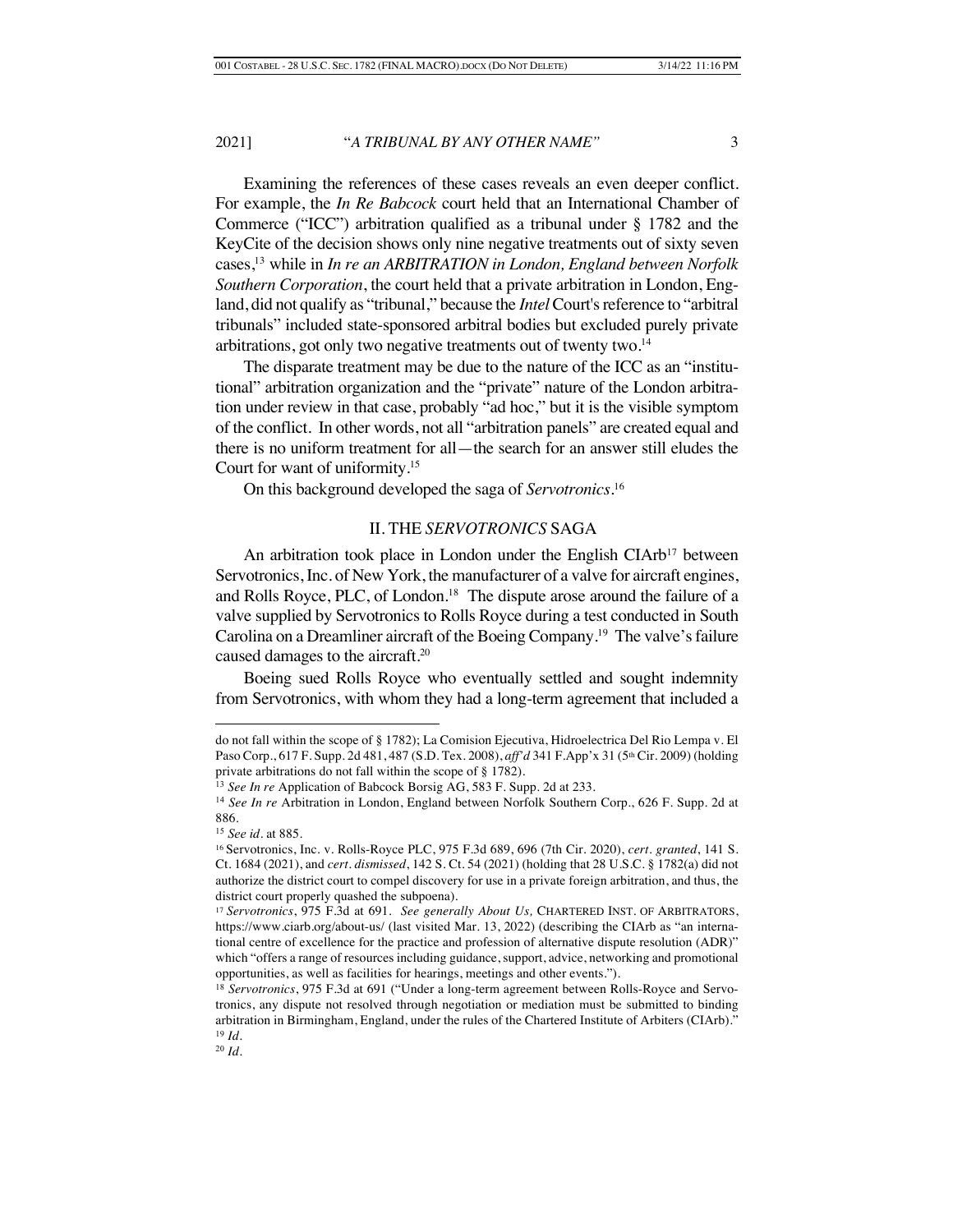Examining the references of these cases reveals an even deeper conflict. For example, the *In Re Babcock* court held that an International Chamber of Commerce ("ICC") arbitration qualified as a tribunal under § 1782 and the KeyCite of the decision shows only nine negative treatments out of sixty seven cases,[13] while in *In re an ARBITRATION in London, England between Norfolk Southern Corporation*, the court held that a private arbitration in London, England, did not qualify as "tribunal," because the *Intel* Court's reference to "arbitral tribunals" included state-sponsored arbitral bodies but excluded purely private arbitrations, got only two negative treatments out of twenty two.[14]

The disparate treatment may be due to the nature of the ICC as an "institutional" arbitration organization and the "private" nature of the London arbitration under review in that case, probably "ad hoc," but it is the visible symptom of the conflict. In other words, not all "arbitration panels" are created equal and there is no uniform treatment for all—the search for an answer still eludes the Court for want of uniformity.[15]

On this background developed the saga of *Servotronics*.[16]

## II. THE *SERVOTRONICS* SAGA

An arbitration took place in London under the English CIArb[17] between Servotronics, Inc. of New York, the manufacturer of a valve for aircraft engines, and Rolls Royce, PLC, of London.[18] The dispute arose around the failure of a valve supplied by Servotronics to Rolls Royce during a test conducted in South Carolina on a Dreamliner aircraft of the Boeing Company.[19] The valve's failure caused damages to the aircraft.[20]

Boeing sued Rolls Royce who eventually settled and sought indemnity from Servotronics, with whom they had a long-term agreement that included a

---

do not fall within the scope of § 1782); La Comision Ejecutiva, Hidroelectrica Del Rio Lempa v. El Paso Corp., 617 F. Supp. 2d 481, 487 (S.D. Tex. 2008), *aff'd* 341 F.App'x 31 (5th Cir. 2009) (holding private arbitrations do not fall within the scope of § 1782).

[13] *See In re* Application of Babcock Borsig AG, 583 F. Supp. 2d at 233.

[14] *See In re* Arbitration in London, England between Norfolk Southern Corp., 626 F. Supp. 2d at 886.

[15] *See id.* at 885.

[16] Servotronics, Inc. v. Rolls-Royce PLC, 975 F.3d 689, 696 (7th Cir. 2020), *cert. granted*, 141 S. Ct. 1684 (2021), and *cert. dismissed*, 142 S. Ct. 54 (2021) (holding that 28 U.S.C. § 1782(a) did not authorize the district court to compel discovery for use in a private foreign arbitration, and thus, the district court properly quashed the subpoena).

[17] *Servotronics*, 975 F.3d at 691. *See generally About Us,* CHARTERED INST. OF ARBITRATORS, https://www.ciarb.org/about-us/ (last visited Mar. 13, 2022) (describing the CIArb as "an international centre of excellence for the practice and profession of alternative dispute resolution (ADR)" which "offers a range of resources including guidance, support, advice, networking and promotional opportunities, as well as facilities for hearings, meetings and other events.").

[18] *Servotronics*, 975 F.3d at 691 ("Under a long-term agreement between Rolls-Royce and Servotronics, any dispute not resolved through negotiation or mediation must be submitted to binding arbitration in Birmingham, England, under the rules of the Chartered Institute of Arbiters (CIArb)."

[19] *Id.*

[20] *Id.*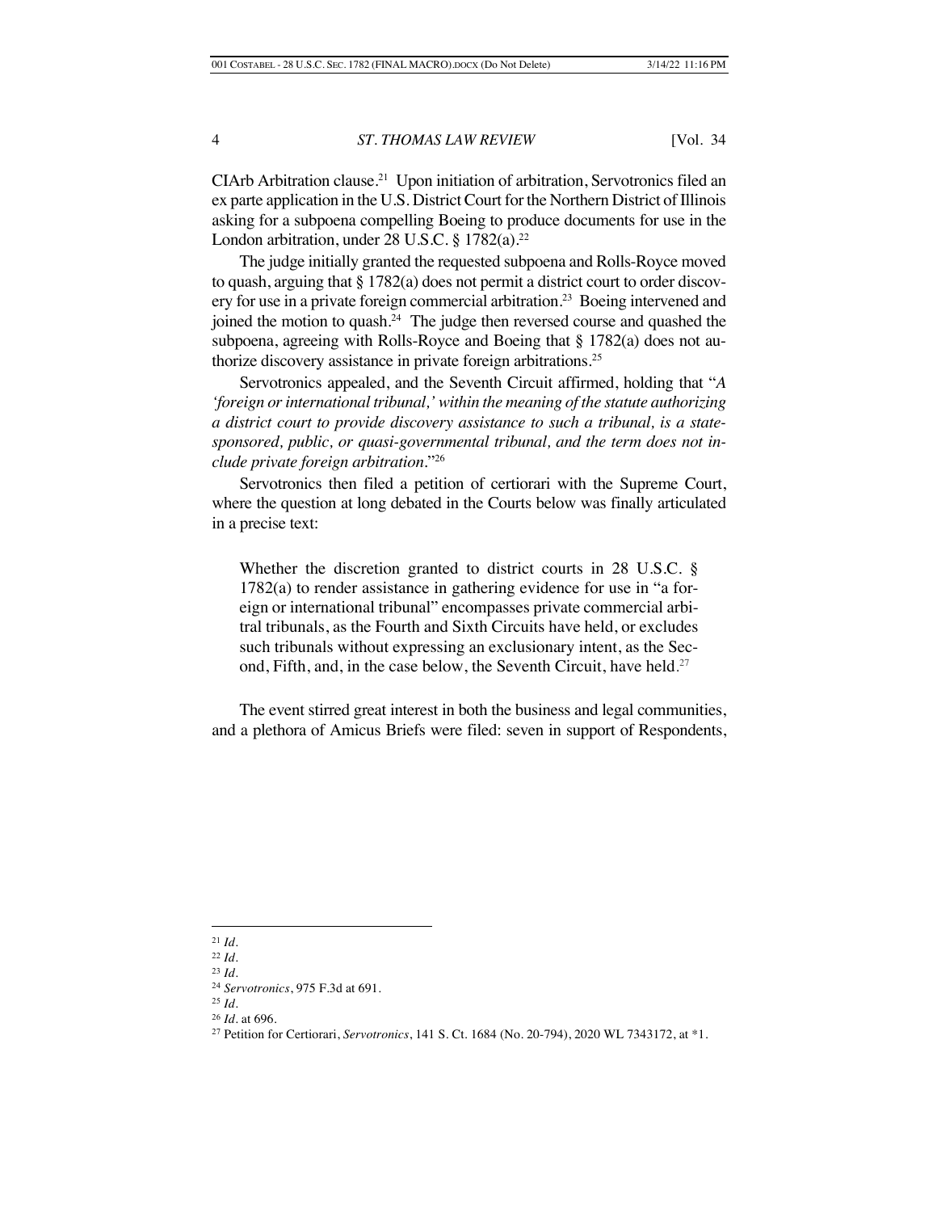CIArb Arbitration clause.[21] Upon initiation of arbitration, Servotronics filed an ex parte application in the U.S. District Court for the Northern District of Illinois asking for a subpoena compelling Boeing to produce documents for use in the London arbitration, under 28 U.S.C. § 1782(a).[22]

The judge initially granted the requested subpoena and Rolls-Royce moved to quash, arguing that § 1782(a) does not permit a district court to order discovery for use in a private foreign commercial arbitration.[23] Boeing intervened and joined the motion to quash.[24] The judge then reversed course and quashed the subpoena, agreeing with Rolls-Royce and Boeing that § 1782(a) does not authorize discovery assistance in private foreign arbitrations.[25]

Servotronics appealed, and the Seventh Circuit affirmed, holding that "*A 'foreign or international tribunal,' within the meaning of the statute authorizing a district court to provide discovery assistance to such a tribunal, is a state-sponsored, public, or quasi-governmental tribunal, and the term does not include private foreign arbitration*."[26]

Servotronics then filed a petition of certiorari with the Supreme Court, where the question at long debated in the Courts below was finally articulated in a precise text:

> Whether the discretion granted to district courts in 28 U.S.C. § 1782(a) to render assistance in gathering evidence for use in "a foreign or international tribunal" encompasses private commercial arbitral tribunals, as the Fourth and Sixth Circuits have held, or excludes such tribunals without expressing an exclusionary intent, as the Second, Fifth, and, in the case below, the Seventh Circuit, have held.[27]

The event stirred great interest in both the business and legal communities, and a plethora of Amicus Briefs were filed: seven in support of Respondents,

---

[21] *Id.*
[22] *Id.*
[23] *Id.*
[24] *Servotronics*, 975 F.3d at 691.
[25] *Id.*
[26] *Id.* at 696.
[27] Petition for Certiorari, *Servotronics*, 141 S. Ct. 1684 (No. 20-794), 2020 WL 7343172, at *1.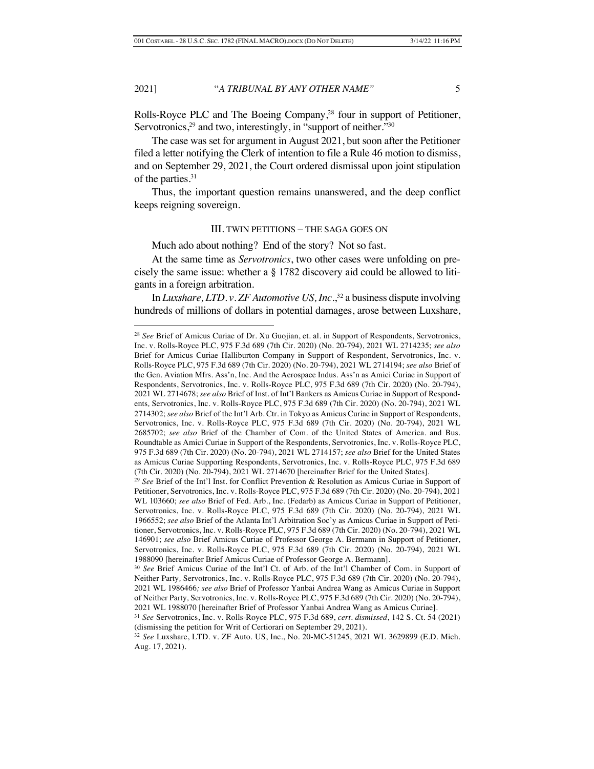Rolls-Royce PLC and The Boeing Company,[28] four in support of Petitioner, Servotronics,[29] and two, interestingly, in "support of neither."[30]

The case was set for argument in August 2021, but soon after the Petitioner filed a letter notifying the Clerk of intention to file a Rule 46 motion to dismiss, and on September 29, 2021, the Court ordered dismissal upon joint stipulation of the parties.[31]

Thus, the important question remains unanswered, and the deep conflict keeps reigning sovereign.

### III. TWIN PETITIONS – THE SAGA GOES ON

Much ado about nothing? End of the story? Not so fast.

At the same time as *Servotronics*, two other cases were unfolding on precisely the same issue: whether a § 1782 discovery aid could be allowed to litigants in a foreign arbitration.

In *Luxshare, LTD. v. ZF Automotive US, Inc*.,[32] a business dispute involving hundreds of millions of dollars in potential damages, arose between Luxshare,

---

[28] *See* Brief of Amicus Curiae of Dr. Xu Guojian, et. al. in Support of Respondents, Servotronics, Inc. v. Rolls-Royce PLC, 975 F.3d 689 (7th Cir. 2020) (No. 20-794), 2021 WL 2714235; *see also* Brief for Amicus Curiae Halliburton Company in Support of Respondent, Servotronics, Inc. v. Rolls-Royce PLC, 975 F.3d 689 (7th Cir. 2020) (No. 20-794), 2021 WL 2714194; *see also* Brief of the Gen. Aviation Mfrs. Ass'n, Inc. And the Aerospace Indus. Ass'n as Amici Curiae in Support of Respondents, Servotronics, Inc. v. Rolls-Royce PLC, 975 F.3d 689 (7th Cir. 2020) (No. 20-794), 2021 WL 2714678; *see also* Brief of Inst. of Int'l Bankers as Amicus Curiae in Support of Respondents*,* Servotronics, Inc. v. Rolls-Royce PLC, 975 F.3d 689 (7th Cir. 2020) (No. 20-794), 2021 WL 2714302; *see also* Brief of the Int'l Arb. Ctr. in Tokyo as Amicus Curiae in Support of Respondents, Servotronics, Inc. v. Rolls-Royce PLC, 975 F.3d 689 (7th Cir. 2020) (No. 20-794), 2021 WL 2685702; *see also* Brief of the Chamber of Com. of the United States of America. and Bus. Roundtable as Amici Curiae in Support of the Respondents, Servotronics, Inc. v. Rolls-Royce PLC, 975 F.3d 689 (7th Cir. 2020) (No. 20-794), 2021 WL 2714157; *see also* Brief for the United States as Amicus Curiae Supporting Respondents, Servotronics, Inc. v. Rolls-Royce PLC, 975 F.3d 689 (7th Cir. 2020) (No. 20-794), 2021 WL 2714670 [hereinafter Brief for the United States].

[29] *See* Brief of the Int'l Inst. for Conflict Prevention & Resolution as Amicus Curiae in Support of Petitioner, Servotronics, Inc. v. Rolls-Royce PLC, 975 F.3d 689 (7th Cir. 2020) (No. 20-794), 2021 WL 103660; *see also* Brief of Fed. Arb., Inc. (Fedarb) as Amicus Curiae in Support of Petitioner, Servotronics, Inc. v. Rolls-Royce PLC, 975 F.3d 689 (7th Cir. 2020) (No. 20-794), 2021 WL 1966552; *see also* Brief of the Atlanta Int'l Arbitration Soc'y as Amicus Curiae in Support of Petitioner, Servotronics, Inc. v. Rolls-Royce PLC, 975 F.3d 689 (7th Cir. 2020) (No. 20-794), 2021 WL 146901; *see also* Brief Amicus Curiae of Professor George A. Bermann in Support of Petitioner, Servotronics, Inc. v. Rolls-Royce PLC, 975 F.3d 689 (7th Cir. 2020) (No. 20-794), 2021 WL 1988090 [hereinafter Brief Amicus Curiae of Professor George A. Bermann].

[30] *See* Brief Amicus Curiae of the Int'l Ct. of Arb. of the Int'l Chamber of Com. in Support of Neither Party*,* Servotronics, Inc. v. Rolls-Royce PLC, 975 F.3d 689 (7th Cir. 2020) (No. 20-794), 2021 WL 1986466*; see also* Brief of Professor Yanbai Andrea Wang as Amicus Curiae in Support of Neither Party*,* Servotronics, Inc. v. Rolls-Royce PLC, 975 F.3d 689 (7th Cir. 2020) (No. 20-794), 2021 WL 1988070 [hereinafter Brief of Professor Yanbai Andrea Wang as Amicus Curiae].

[31] *See* Servotronics, Inc. v. Rolls-Royce PLC, 975 F.3d 689, *cert. dismissed*, 142 S. Ct. 54 (2021) (dismissing the petition for Writ of Certiorari on September 29, 2021).

[32] *See* Luxshare, LTD. v. ZF Auto. US, Inc., No. 20-MC-51245, 2021 WL 3629899 (E.D. Mich. Aug. 17, 2021).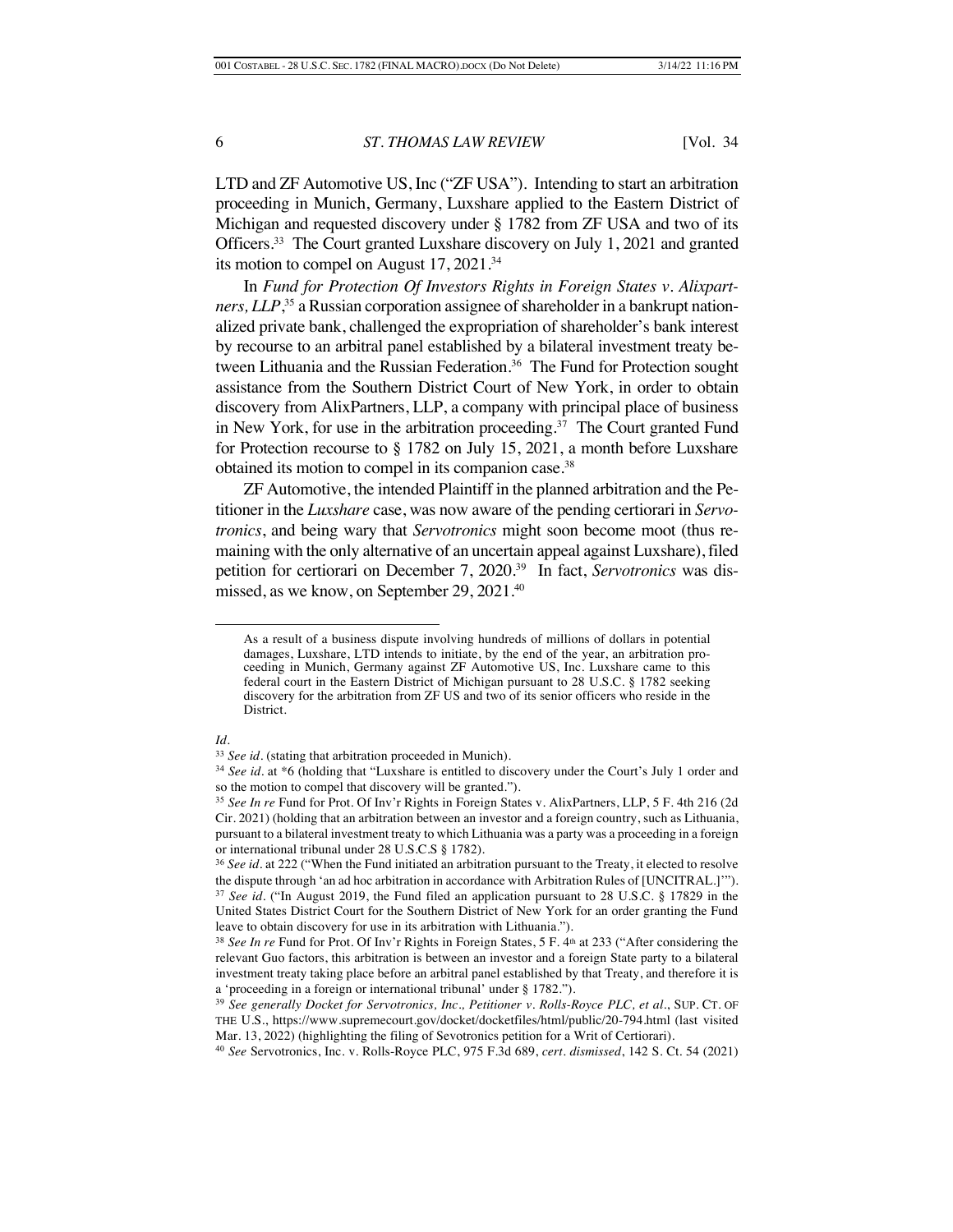LTD and ZF Automotive US, Inc ("ZF USA"). Intending to start an arbitration proceeding in Munich, Germany, Luxshare applied to the Eastern District of Michigan and requested discovery under § 1782 from ZF USA and two of its Officers.[33] The Court granted Luxshare discovery on July 1, 2021 and granted its motion to compel on August 17, 2021.[34]

In *Fund for Protection Of Investors Rights in Foreign States v. Alixpartners, LLP*,[35] a Russian corporation assignee of shareholder in a bankrupt nationalized private bank, challenged the expropriation of shareholder's bank interest by recourse to an arbitral panel established by a bilateral investment treaty between Lithuania and the Russian Federation.[36] The Fund for Protection sought assistance from the Southern District Court of New York, in order to obtain discovery from AlixPartners, LLP, a company with principal place of business in New York, for use in the arbitration proceeding.[37] The Court granted Fund for Protection recourse to § 1782 on July 15, 2021, a month before Luxshare obtained its motion to compel in its companion case.[38]

ZF Automotive, the intended Plaintiff in the planned arbitration and the Petitioner in the *Luxshare* case, was now aware of the pending certiorari in *Servotronics*, and being wary that *Servotronics* might soon become moot (thus remaining with the only alternative of an uncertain appeal against Luxshare), filed petition for certiorari on December 7, 2020.[39] In fact, *Servotronics* was dismissed, as we know, on September 29, 2021.[40]

---

> As a result of a business dispute involving hundreds of millions of dollars in potential damages, Luxshare, LTD intends to initiate, by the end of the year, an arbitration proceeding in Munich, Germany against ZF Automotive US, Inc. Luxshare came to this federal court in the Eastern District of Michigan pursuant to 28 U.S.C. § 1782 seeking discovery for the arbitration from ZF US and two of its senior officers who reside in the District.

*Id.*

[33] *See id.* (stating that arbitration proceeded in Munich).

[34] *See id.* at *6 (holding that "Luxshare is entitled to discovery under the Court's July 1 order and so the motion to compel that discovery will be granted.").

[35] *See In re* Fund for Prot. Of Inv'r Rights in Foreign States v. AlixPartners, LLP, 5 F. 4th 216 (2d Cir. 2021) (holding that an arbitration between an investor and a foreign country, such as Lithuania, pursuant to a bilateral investment treaty to which Lithuania was a party was a proceeding in a foreign or international tribunal under 28 U.S.C.S § 1782).

[36] *See id.* at 222 ("When the Fund initiated an arbitration pursuant to the Treaty, it elected to resolve the dispute through 'an ad hoc arbitration in accordance with Arbitration Rules of [UNCITRAL.]'").

[37] *See id.* ("In August 2019, the Fund filed an application pursuant to 28 U.S.C. § 17829 in the United States District Court for the Southern District of New York for an order granting the Fund leave to obtain discovery for use in its arbitration with Lithuania.").

[38] *See In re* Fund for Prot. Of Inv'r Rights in Foreign States, 5 F. 4th at 233 ("After considering the relevant Guo factors, this arbitration is between an investor and a foreign State party to a bilateral investment treaty taking place before an arbitral panel established by that Treaty, and therefore it is a 'proceeding in a foreign or international tribunal' under § 1782.").

[39] *See generally Docket for Servotronics, Inc., Petitioner v. Rolls-Royce PLC, et al.*, SUP. CT. OF THE U.S., https://www.supremecourt.gov/docket/docketfiles/html/public/20-794.html (last visited Mar. 13, 2022) (highlighting the filing of Sevotronics petition for a Writ of Certiorari).

[40] *See* Servotronics, Inc. v. Rolls-Royce PLC, 975 F.3d 689, *cert. dismissed*, 142 S. Ct. 54 (2021)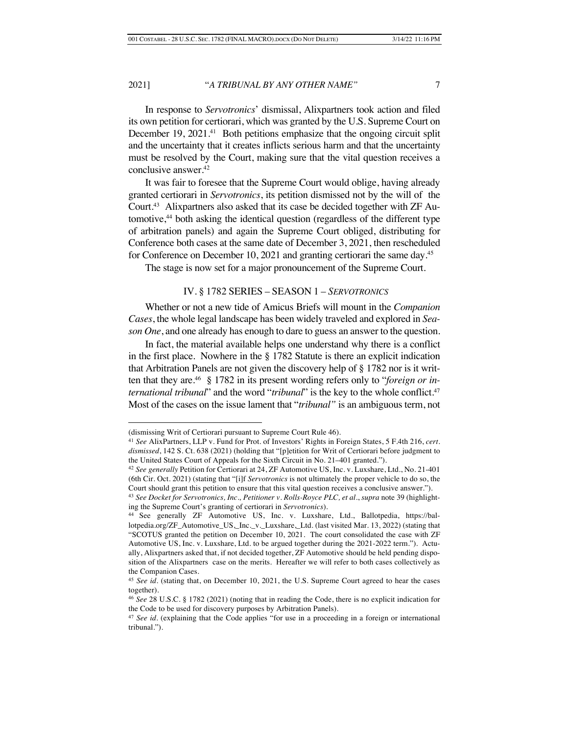In response to *Servotronics*' dismissal, Alixpartners took action and filed its own petition for certiorari, which was granted by the U.S. Supreme Court on December 19, 2021.[41] Both petitions emphasize that the ongoing circuit split and the uncertainty that it creates inflicts serious harm and that the uncertainty must be resolved by the Court, making sure that the vital question receives a conclusive answer.[42]

It was fair to foresee that the Supreme Court would oblige, having already granted certiorari in *Servotronics*, its petition dismissed not by the will of the Court.[43] Alixpartners also asked that its case be decided together with ZF Automotive,[44] both asking the identical question (regardless of the different type of arbitration panels) and again the Supreme Court obliged, distributing for Conference both cases at the same date of December 3, 2021, then rescheduled for Conference on December 10, 2021 and granting certiorari the same day.[45]

The stage is now set for a major pronouncement of the Supreme Court.

## IV. § 1782 SERIES – SEASON 1 – *SERVOTRONICS*

Whether or not a new tide of Amicus Briefs will mount in the *Companion Cases*, the whole legal landscape has been widely traveled and explored in *Season One*, and one already has enough to dare to guess an answer to the question.

In fact, the material available helps one understand why there is a conflict in the first place. Nowhere in the § 1782 Statute is there an explicit indication that Arbitration Panels are not given the discovery help of § 1782 nor is it written that they are.[46] § 1782 in its present wording refers only to "*foreign or international tribunal*" and the word "*tribunal*" is the key to the whole conflict.[47] Most of the cases on the issue lament that "*tribunal"* is an ambiguous term, not

---

(dismissing Writ of Certiorari pursuant to Supreme Court Rule 46).

[41] *See* AlixPartners, LLP v. Fund for Prot. of Investors' Rights in Foreign States, 5 F.4th 216, *cert. dismissed*, 142 S. Ct. 638 (2021) (holding that "[p]etition for Writ of Certiorari before judgment to the United States Court of Appeals for the Sixth Circuit in No. 21–401 granted.").

[42] *See generally* Petition for Certiorari at 24, ZF Automotive US, Inc. v. Luxshare, Ltd., No. 21-401 (6th Cir. Oct. 2021) (stating that "[i]f *Servotronics* is not ultimately the proper vehicle to do so, the Court should grant this petition to ensure that this vital question receives a conclusive answer.").

[43] *See Docket for Servotronics, Inc., Petitioner v. Rolls-Royce PLC, et al.*, *supra* note 39 (highlighting the Supreme Court's granting of certiorari in *Servotronics*).

[44] See generally ZF Automotive US, Inc. v. Luxshare, Ltd., Ballotpedia, https://ballotpedia.org/ZF_Automotive_US,_Inc._v._Luxshare,_Ltd. (last visited Mar. 13, 2022) (stating that "SCOTUS granted the petition on December 10, 2021. The court consolidated the case with ZF Automotive US, Inc. v. Luxshare, Ltd. to be argued together during the 2021-2022 term."). Actually, Alixpartners asked that, if not decided together, ZF Automotive should be held pending disposition of the Alixpartners case on the merits. Hereafter we will refer to both cases collectively as the Companion Cases.

[45] *See id.* (stating that, on December 10, 2021, the U.S. Supreme Court agreed to hear the cases together).

[46] *See* 28 U.S.C. § 1782 (2021) (noting that in reading the Code, there is no explicit indication for the Code to be used for discovery purposes by Arbitration Panels).

[47] *See id.* (explaining that the Code applies "for use in a proceeding in a foreign or international tribunal.").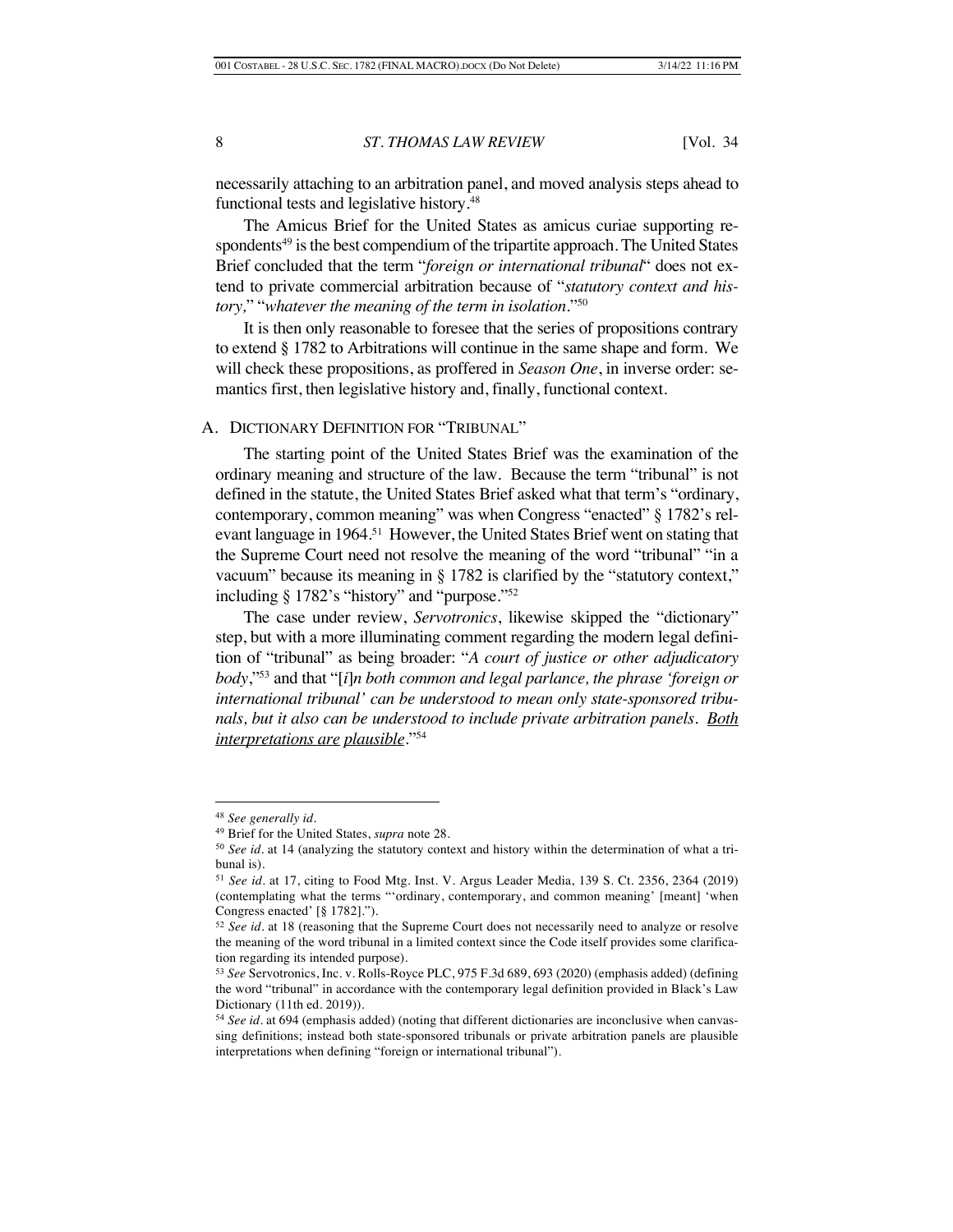necessarily attaching to an arbitration panel, and moved analysis steps ahead to functional tests and legislative history.[48]

The Amicus Brief for the United States as amicus curiae supporting respondents[49] is the best compendium of the tripartite approach. The United States Brief concluded that the term "*foreign or international tribunal*" does not extend to private commercial arbitration because of "*statutory context and history,*" "*whatever the meaning of the term in isolation*."[50]

It is then only reasonable to foresee that the series of propositions contrary to extend § 1782 to Arbitrations will continue in the same shape and form. We will check these propositions, as proffered in *Season One*, in inverse order: semantics first, then legislative history and, finally, functional context.

## A. DICTIONARY DEFINITION FOR "TRIBUNAL"

The starting point of the United States Brief was the examination of the ordinary meaning and structure of the law. Because the term "tribunal" is not defined in the statute, the United States Brief asked what that term's "ordinary, contemporary, common meaning" was when Congress "enacted" § 1782's relevant language in 1964.[51] However, the United States Brief went on stating that the Supreme Court need not resolve the meaning of the word "tribunal" "in a vacuum" because its meaning in § 1782 is clarified by the "statutory context," including § 1782's "history" and "purpose."[52]

The case under review, *Servotronics*, likewise skipped the "dictionary" step, but with a more illuminating comment regarding the modern legal definition of "tribunal" as being broader: "*A court of justice or other adjudicatory body*,"[53] and that "[*i*]*n both common and legal parlance, the phrase 'foreign or international tribunal' can be understood to mean only state-sponsored tribunals, but it also can be understood to include private arbitration panels. Both interpretations are plausible*."[54]

---

[48] *See generally id.*

[49] Brief for the United States, *supra* note 28.

[50] *See id.* at 14 (analyzing the statutory context and history within the determination of what a tribunal is).

[51] *See id.* at 17, citing to Food Mtg. Inst. V. Argus Leader Media, 139 S. Ct. 2356, 2364 (2019) (contemplating what the terms "'ordinary, contemporary, and common meaning' [meant] 'when Congress enacted' [§ 1782].").

[52] *See id.* at 18 (reasoning that the Supreme Court does not necessarily need to analyze or resolve the meaning of the word tribunal in a limited context since the Code itself provides some clarification regarding its intended purpose).

[53] *See* Servotronics, Inc. v. Rolls-Royce PLC, 975 F.3d 689, 693 (2020) (emphasis added) (defining the word "tribunal" in accordance with the contemporary legal definition provided in Black's Law Dictionary (11th ed. 2019)).

[54] *See id.* at 694 (emphasis added) (noting that different dictionaries are inconclusive when canvassing definitions; instead both state-sponsored tribunals or private arbitration panels are plausible interpretations when defining "foreign or international tribunal").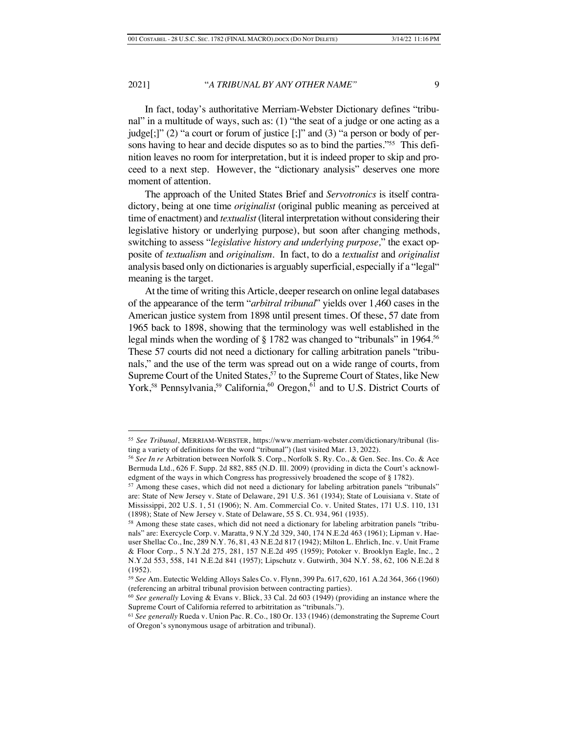In fact, today's authoritative Merriam-Webster Dictionary defines "tribunal" in a multitude of ways, such as: (1) "the seat of a judge or one acting as a judge[;]" (2) "a court or forum of justice [;]" and (3) "a person or body of persons having to hear and decide disputes so as to bind the parties."[55] This definition leaves no room for interpretation, but it is indeed proper to skip and proceed to a next step. However, the "dictionary analysis" deserves one more moment of attention.

The approach of the United States Brief and *Servotronics* is itself contradictory, being at one time *originalist* (original public meaning as perceived at time of enactment) and *textualist* (literal interpretation without considering their legislative history or underlying purpose), but soon after changing methods, switching to assess "*legislative history and underlying purpose,*" the exact opposite of *textualism* and *originalism*. In fact, to do a *textualist* and *originalist* analysis based only on dictionaries is arguably superficial, especially if a "legal" meaning is the target.

At the time of writing this Article, deeper research on online legal databases of the appearance of the term "*arbitral tribunal*" yields over 1,460 cases in the American justice system from 1898 until present times. Of these, 57 date from 1965 back to 1898, showing that the terminology was well established in the legal minds when the wording of § 1782 was changed to "tribunals" in 1964.[56] These 57 courts did not need a dictionary for calling arbitration panels "tribunals," and the use of the term was spread out on a wide range of courts, from Supreme Court of the United States,[57] to the Supreme Court of States, like New York,[58] Pennsylvania,[59] California,[60] Oregon,[61] and to U.S. District Courts of

---

[55] *See Tribunal*, MERRIAM-WEBSTER, https://www.merriam-webster.com/dictionary/tribunal (listing a variety of definitions for the word "tribunal") (last visited Mar. 13, 2022).

[56] *See In re* Arbitration between Norfolk S. Corp., Norfolk S. Ry. Co., & Gen. Sec. Ins. Co. & Ace Bermuda Ltd., 626 F. Supp. 2d 882, 885 (N.D. Ill. 2009) (providing in dicta the Court's acknowledgment of the ways in which Congress has progressively broadened the scope of § 1782).

[57] Among these cases, which did not need a dictionary for labeling arbitration panels "tribunals" are: State of New Jersey v. State of Delaware, 291 U.S. 361 (1934); State of Louisiana v. State of Mississippi, 202 U.S. 1, 51 (1906); N. Am. Commercial Co. v. United States, 171 U.S. 110, 131 (1898); State of New Jersey v. State of Delaware, 55 S. Ct. 934, 961 (1935).

[58] Among these state cases, which did not need a dictionary for labeling arbitration panels "tribunals" are: Exercycle Corp. v. Maratta, 9 N.Y.2d 329, 340, 174 N.E.2d 463 (1961); Lipman v. Haeuser Shellac Co., Inc, 289 N.Y. 76, 81, 43 N.E.2d 817 (1942); Milton L. Ehrlich, Inc. v. Unit Frame & Floor Corp., 5 N.Y.2d 275, 281, 157 N.E.2d 495 (1959); Potoker v. Brooklyn Eagle, Inc., 2 N.Y.2d 553, 558, 141 N.E.2d 841 (1957); Lipschutz v. Gutwirth, 304 N.Y. 58, 62, 106 N.E.2d 8 (1952).

[59] *See* Am. Eutectic Welding Alloys Sales Co. v. Flynn, 399 Pa. 617, 620, 161 A.2d 364, 366 (1960) (referencing an arbitral tribunal provision between contracting parties).

[60] *See generally* Loving & Evans v. Blick, 33 Cal. 2d 603 (1949) (providing an instance where the Supreme Court of California referred to arbitration as "tribunals.").

[61] *See generally* Rueda v. Union Pac. R. Co., 180 Or. 133 (1946) (demonstrating the Supreme Court of Oregon's synonymous usage of arbitration and tribunal).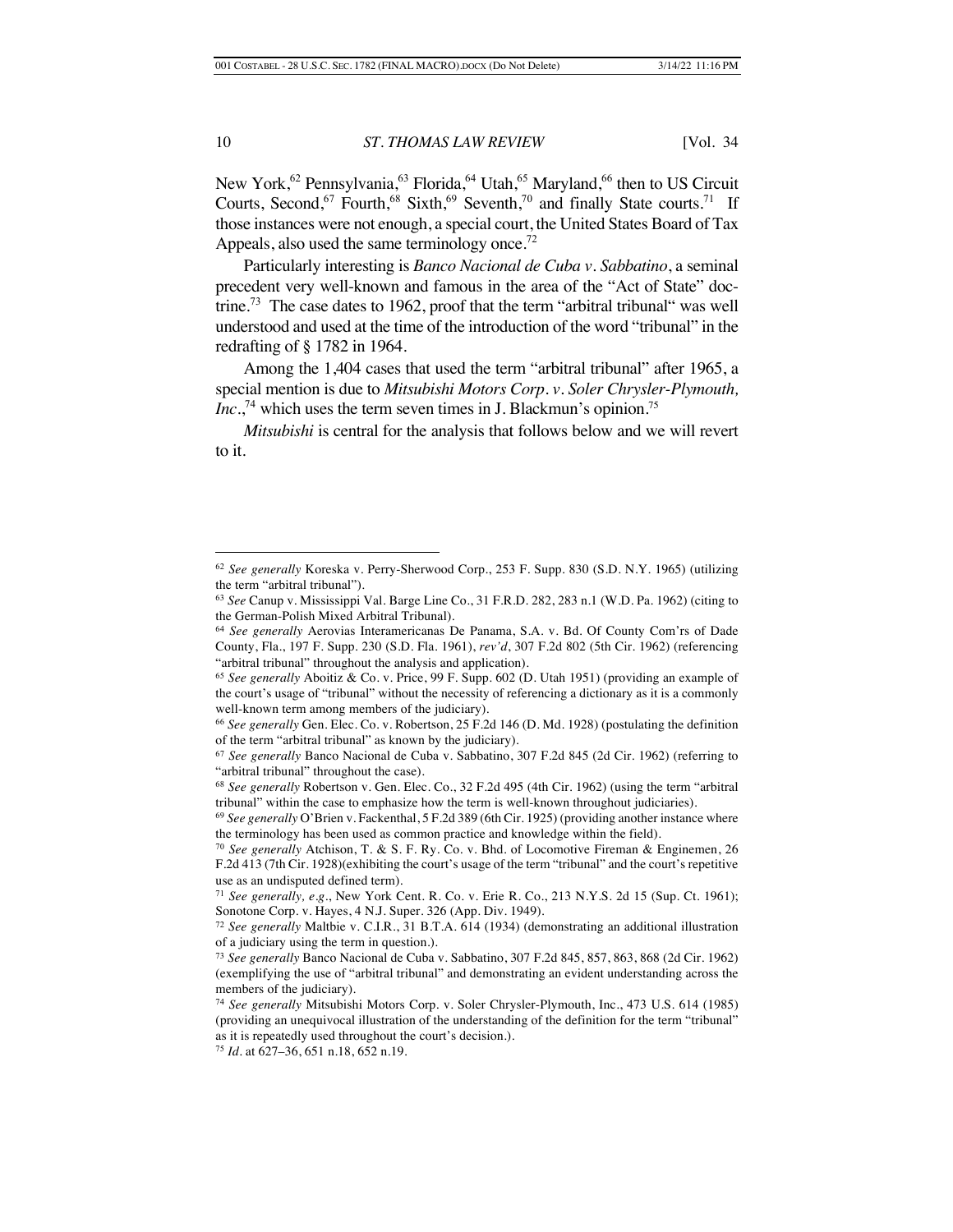New York,[62] Pennsylvania,[63] Florida,[64] Utah,[65] Maryland,[66] then to US Circuit Courts, Second,[67] Fourth,[68] Sixth,[69] Seventh,[70] and finally State courts.[71] If those instances were not enough, a special court, the United States Board of Tax Appeals, also used the same terminology once.[72]

Particularly interesting is *Banco Nacional de Cuba v. Sabbatino*, a seminal precedent very well-known and famous in the area of the "Act of State" doctrine.[73] The case dates to 1962, proof that the term "arbitral tribunal" was well understood and used at the time of the introduction of the word "tribunal" in the redrafting of § 1782 in 1964.

Among the 1,404 cases that used the term "arbitral tribunal" after 1965, a special mention is due to *Mitsubishi Motors Corp. v. Soler Chrysler-Plymouth, Inc.*,[74] which uses the term seven times in J. Blackmun's opinion.[75]

*Mitsubishi* is central for the analysis that follows below and we will revert to it.

---

[62] *See generally* Koreska v. Perry-Sherwood Corp., 253 F. Supp. 830 (S.D. N.Y. 1965) (utilizing the term "arbitral tribunal").

[63] *See* Canup v. Mississippi Val. Barge Line Co., 31 F.R.D. 282, 283 n.1 (W.D. Pa. 1962) (citing to the German-Polish Mixed Arbitral Tribunal).

[64] *See generally* Aerovias Interamericanas De Panama, S.A. v. Bd. Of County Com'rs of Dade County, Fla., 197 F. Supp. 230 (S.D. Fla. 1961), *rev'd*, 307 F.2d 802 (5th Cir. 1962) (referencing "arbitral tribunal" throughout the analysis and application).

[65] *See generally* Aboitiz & Co. v. Price, 99 F. Supp. 602 (D. Utah 1951) (providing an example of the court's usage of "tribunal" without the necessity of referencing a dictionary as it is a commonly well-known term among members of the judiciary).

[66] *See generally* Gen. Elec. Co. v. Robertson, 25 F.2d 146 (D. Md. 1928) (postulating the definition of the term "arbitral tribunal" as known by the judiciary).

[67] *See generally* Banco Nacional de Cuba v. Sabbatino, 307 F.2d 845 (2d Cir. 1962) (referring to "arbitral tribunal" throughout the case).

[68] *See generally* Robertson v. Gen. Elec. Co., 32 F.2d 495 (4th Cir. 1962) (using the term "arbitral tribunal" within the case to emphasize how the term is well-known throughout judiciaries).

[69] *See generally* O'Brien v. Fackenthal, 5 F.2d 389 (6th Cir. 1925) (providing another instance where the terminology has been used as common practice and knowledge within the field).

[70] *See generally* Atchison, T. & S. F. Ry. Co. v. Bhd. of Locomotive Fireman & Enginemen, 26 F.2d 413 (7th Cir. 1928)(exhibiting the court's usage of the term "tribunal" and the court's repetitive use as an undisputed defined term).

[71] *See generally, e.g.*, New York Cent. R. Co. v. Erie R. Co., 213 N.Y.S. 2d 15 (Sup. Ct. 1961); Sonotone Corp. v. Hayes, 4 N.J. Super. 326 (App. Div. 1949).

[72] *See generally* Maltbie v. C.I.R., 31 B.T.A. 614 (1934) (demonstrating an additional illustration of a judiciary using the term in question.).

[73] *See generally* Banco Nacional de Cuba v. Sabbatino, 307 F.2d 845, 857, 863, 868 (2d Cir. 1962) (exemplifying the use of "arbitral tribunal" and demonstrating an evident understanding across the members of the judiciary).

[74] *See generally* Mitsubishi Motors Corp. v. Soler Chrysler-Plymouth, Inc., 473 U.S. 614 (1985) (providing an unequivocal illustration of the understanding of the definition for the term "tribunal" as it is repeatedly used throughout the court's decision.).

[75] *Id.* at 627–36, 651 n.18, 652 n.19.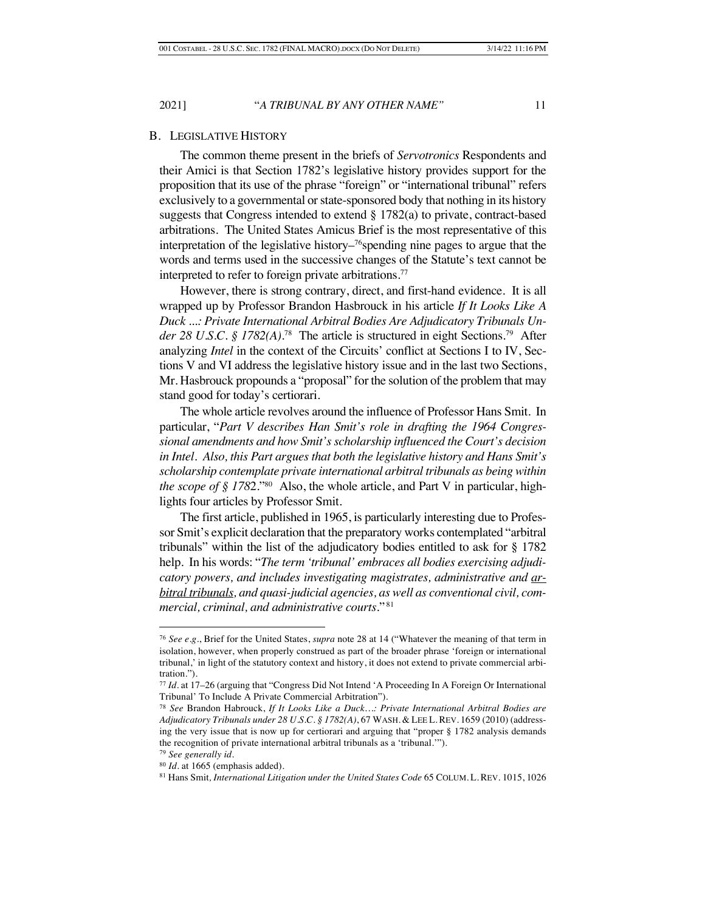## B. LEGISLATIVE HISTORY

The common theme present in the briefs of *Servotronics* Respondents and their Amici is that Section 1782's legislative history provides support for the proposition that its use of the phrase "foreign" or "international tribunal" refers exclusively to a governmental or state-sponsored body that nothing in its history suggests that Congress intended to extend § 1782(a) to private, contract-based arbitrations. The United States Amicus Brief is the most representative of this interpretation of the legislative history–[76]spending nine pages to argue that the words and terms used in the successive changes of the Statute's text cannot be interpreted to refer to foreign private arbitrations.[77]

However, there is strong contrary, direct, and first-hand evidence. It is all wrapped up by Professor Brandon Hasbrouck in his article *If It Looks Like A Duck ...: Private International Arbitral Bodies Are Adjudicatory Tribunals Under 28 U.S.C. § 1782(A)*.[78] The article is structured in eight Sections.[79] After analyzing *Intel* in the context of the Circuits' conflict at Sections I to IV, Sections V and VI address the legislative history issue and in the last two Sections, Mr. Hasbrouck propounds a "proposal" for the solution of the problem that may stand good for today's certiorari.

The whole article revolves around the influence of Professor Hans Smit. In particular, "*Part V describes Han Smit's role in drafting the 1964 Congressional amendments and how Smit's scholarship influenced the Court's decision in Intel. Also, this Part argues that both the legislative history and Hans Smit's scholarship contemplate private international arbitral tribunals as being within the scope of § 1782.*"[80] Also, the whole article, and Part V in particular, highlights four articles by Professor Smit.

The first article, published in 1965, is particularly interesting due to Professor Smit's explicit declaration that the preparatory works contemplated "arbitral tribunals" within the list of the adjudicatory bodies entitled to ask for § 1782 help. In his words: "*The term 'tribunal' embraces all bodies exercising adjudicatory powers, and includes investigating magistrates, administrative and arbitral tribunals, and quasi-judicial agencies, as well as conventional civil, commercial, criminal, and administrative courts.*"[81]

---

[76] *See e.g.*, Brief for the United States, *supra* note 28 at 14 ("Whatever the meaning of that term in isolation, however, when properly construed as part of the broader phrase 'foreign or international tribunal,' in light of the statutory context and history, it does not extend to private commercial arbitration.").

[77] *Id.* at 17–26 (arguing that "Congress Did Not Intend 'A Proceeding In A Foreign Or International Tribunal' To Include A Private Commercial Arbitration").

[78] *See* Brandon Habrouck, *If It Looks Like a Duck…: Private International Arbitral Bodies are Adjudicatory Tribunals under 28 U.S.C. § 1782(A)*, 67 WASH. & LEE L. REV. 1659 (2010) (addressing the very issue that is now up for certiorari and arguing that "proper § 1782 analysis demands the recognition of private international arbitral tribunals as a 'tribunal.'").

[79] *See generally id.*

[80] *Id.* at 1665 (emphasis added).

[81] Hans Smit, *International Litigation under the United States Code* 65 COLUM. L. REV. 1015, 1026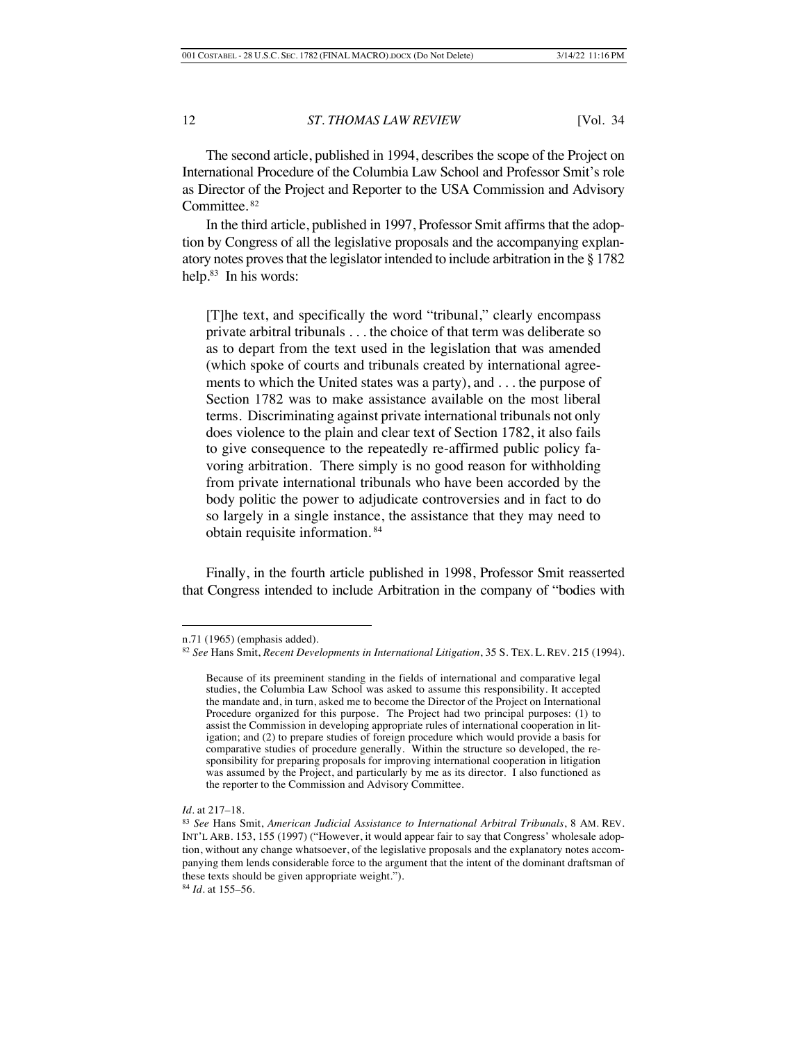The second article, published in 1994, describes the scope of the Project on International Procedure of the Columbia Law School and Professor Smit's role as Director of the Project and Reporter to the USA Commission and Advisory Committee.[82]

In the third article, published in 1997, Professor Smit affirms that the adoption by Congress of all the legislative proposals and the accompanying explanatory notes proves that the legislator intended to include arbitration in the § 1782 help.[83] In his words:

> [T]he text, and specifically the word "tribunal," clearly encompass private arbitral tribunals . . . the choice of that term was deliberate so as to depart from the text used in the legislation that was amended (which spoke of courts and tribunals created by international agreements to which the United states was a party), and . . . the purpose of Section 1782 was to make assistance available on the most liberal terms. Discriminating against private international tribunals not only does violence to the plain and clear text of Section 1782, it also fails to give consequence to the repeatedly re-affirmed public policy favoring arbitration. There simply is no good reason for withholding from private international tribunals who have been accorded by the body politic the power to adjudicate controversies and in fact to do so largely in a single instance, the assistance that they may need to obtain requisite information.[84]

Finally, in the fourth article published in 1998, Professor Smit reasserted that Congress intended to include Arbitration in the company of "bodies with

---

n.71 (1965) (emphasis added).

[82] *See* Hans Smit, *Recent Developments in International Litigation*, 35 S. TEX. L. REV. 215 (1994).

> Because of its preeminent standing in the fields of international and comparative legal studies, the Columbia Law School was asked to assume this responsibility. It accepted the mandate and, in turn, asked me to become the Director of the Project on International Procedure organized for this purpose. The Project had two principal purposes: (1) to assist the Commission in developing appropriate rules of international cooperation in litigation; and (2) to prepare studies of foreign procedure which would provide a basis for comparative studies of procedure generally. Within the structure so developed, the responsibility for preparing proposals for improving international cooperation in litigation was assumed by the Project, and particularly by me as its director. I also functioned as the reporter to the Commission and Advisory Committee.

*Id.* at 217–18.

[83] *See* Hans Smit, *American Judicial Assistance to International Arbitral Tribunals*, 8 AM. REV. INT'L ARB. 153, 155 (1997) ("However, it would appear fair to say that Congress' wholesale adoption, without any change whatsoever, of the legislative proposals and the explanatory notes accompanying them lends considerable force to the argument that the intent of the dominant draftsman of these texts should be given appropriate weight.").

[84] *Id.* at 155–56.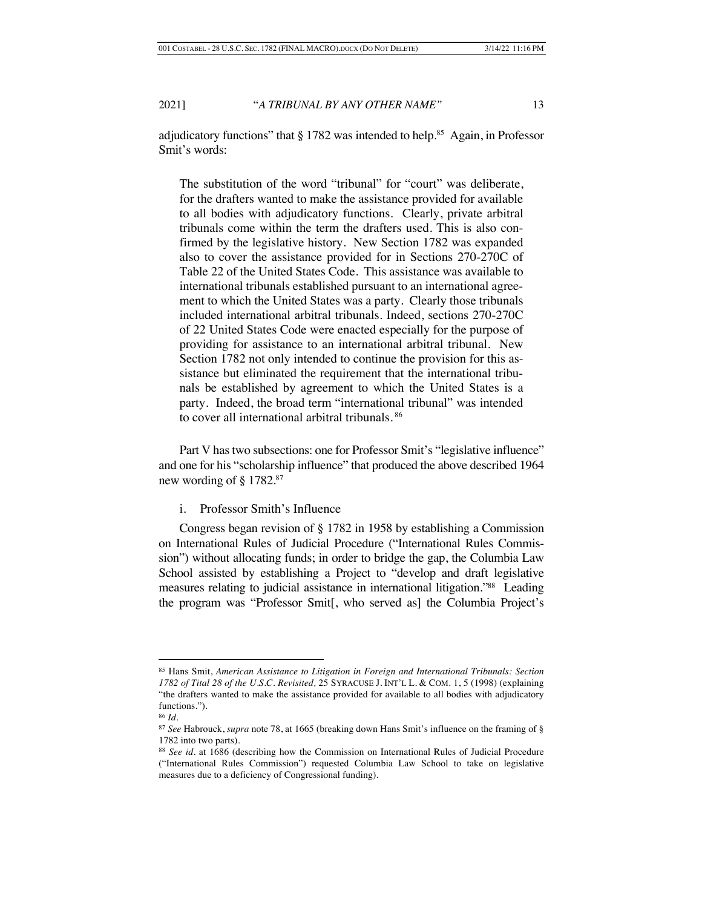adjudicatory functions" that § 1782 was intended to help.[85] Again, in Professor Smit's words:

> The substitution of the word "tribunal" for "court" was deliberate, for the drafters wanted to make the assistance provided for available to all bodies with adjudicatory functions. Clearly, private arbitral tribunals come within the term the drafters used. This is also confirmed by the legislative history. New Section 1782 was expanded also to cover the assistance provided for in Sections 270-270C of Table 22 of the United States Code. This assistance was available to international tribunals established pursuant to an international agreement to which the United States was a party. Clearly those tribunals included international arbitral tribunals. Indeed, sections 270-270C of 22 United States Code were enacted especially for the purpose of providing for assistance to an international arbitral tribunal. New Section 1782 not only intended to continue the provision for this assistance but eliminated the requirement that the international tribunals be established by agreement to which the United States is a party. Indeed, the broad term "international tribunal" was intended to cover all international arbitral tribunals. [86]

Part V has two subsections: one for Professor Smit's "legislative influence" and one for his "scholarship influence" that produced the above described 1964 new wording of § 1782.[87]

i. Professor Smith's Influence

Congress began revision of § 1782 in 1958 by establishing a Commission on International Rules of Judicial Procedure ("International Rules Commission") without allocating funds; in order to bridge the gap, the Columbia Law School assisted by establishing a Project to "develop and draft legislative measures relating to judicial assistance in international litigation."[88] Leading the program was "Professor Smit[, who served as] the Columbia Project's

---

[85] Hans Smit, *American Assistance to Litigation in Foreign and International Tribunals: Section 1782 of Tital 28 of the U.S.C. Revisited,* 25 SYRACUSE J. INT'L L. & COM. 1, 5 (1998) (explaining "the drafters wanted to make the assistance provided for available to all bodies with adjudicatory functions.").

[86] *Id.*

[87] *See* Habrouck, *supra* note 78, at 1665 (breaking down Hans Smit's influence on the framing of § 1782 into two parts).

[88] *See id.* at 1686 (describing how the Commission on International Rules of Judicial Procedure ("International Rules Commission") requested Columbia Law School to take on legislative measures due to a deficiency of Congressional funding).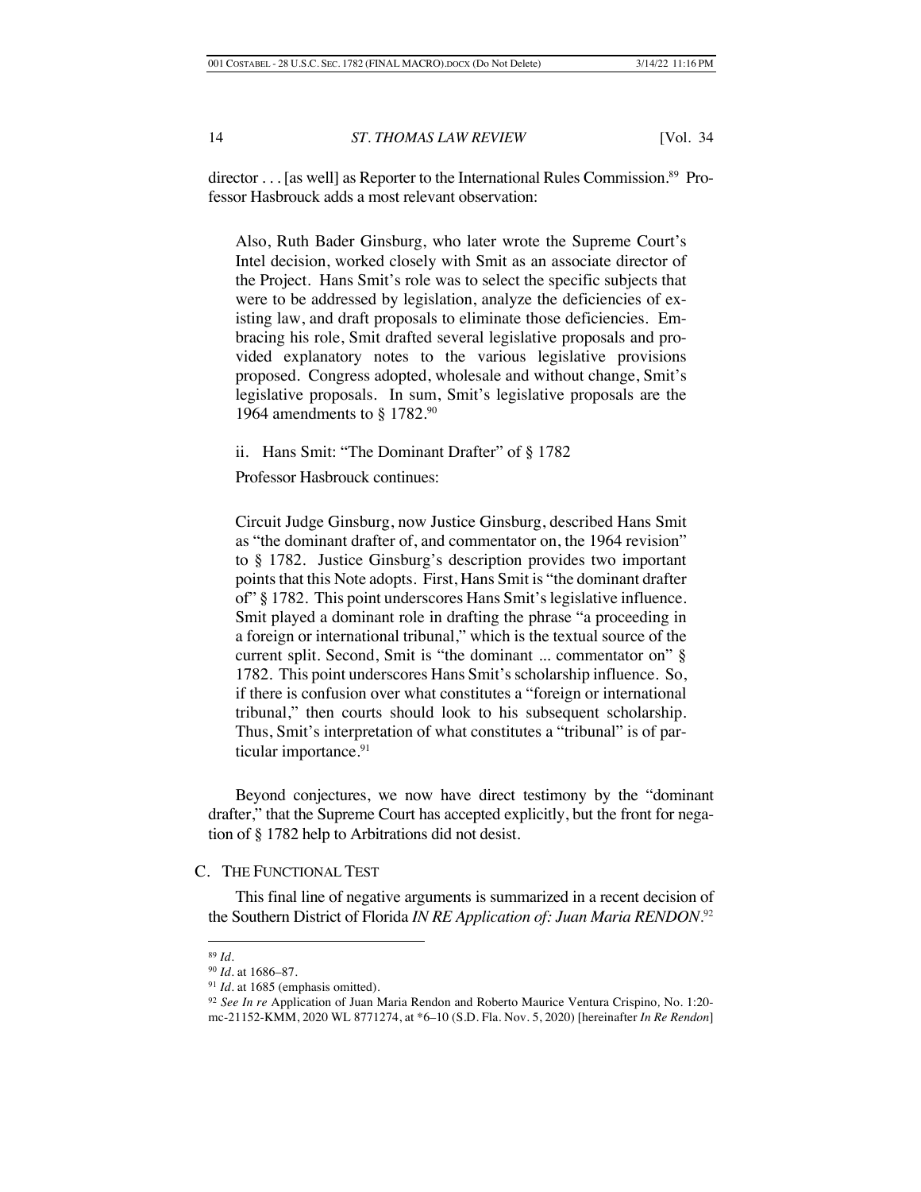director . . . [as well] as Reporter to the International Rules Commission.[89] Professor Hasbrouck adds a most relevant observation:

> Also, Ruth Bader Ginsburg, who later wrote the Supreme Court's Intel decision, worked closely with Smit as an associate director of the Project. Hans Smit's role was to select the specific subjects that were to be addressed by legislation, analyze the deficiencies of existing law, and draft proposals to eliminate those deficiencies. Embracing his role, Smit drafted several legislative proposals and provided explanatory notes to the various legislative provisions proposed. Congress adopted, wholesale and without change, Smit's legislative proposals. In sum, Smit's legislative proposals are the 1964 amendments to § 1782.[90]

#### ii. Hans Smit: "The Dominant Drafter" of § 1782

Professor Hasbrouck continues:

> Circuit Judge Ginsburg, now Justice Ginsburg, described Hans Smit as "the dominant drafter of, and commentator on, the 1964 revision" to § 1782. Justice Ginsburg's description provides two important points that this Note adopts. First, Hans Smit is "the dominant drafter of" § 1782. This point underscores Hans Smit's legislative influence. Smit played a dominant role in drafting the phrase "a proceeding in a foreign or international tribunal," which is the textual source of the current split. Second, Smit is "the dominant ... commentator on" § 1782. This point underscores Hans Smit's scholarship influence. So, if there is confusion over what constitutes a "foreign or international tribunal," then courts should look to his subsequent scholarship. Thus, Smit's interpretation of what constitutes a "tribunal" is of particular importance.[91]

Beyond conjectures, we now have direct testimony by the "dominant drafter," that the Supreme Court has accepted explicitly, but the front for negation of § 1782 help to Arbitrations did not desist.

### C. THE FUNCTIONAL TEST

This final line of negative arguments is summarized in a recent decision of the Southern District of Florida *IN RE Application of: Juan Maria RENDON*.[92]

---

[89] *Id.*

[90] *Id.* at 1686–87.

[91] *Id.* at 1685 (emphasis omitted).

[92] *See In re* Application of Juan Maria Rendon and Roberto Maurice Ventura Crispino, No. 1:20-mc-21152-KMM, 2020 WL 8771274, at *6–10 (S.D. Fla. Nov. 5, 2020) [hereinafter *In Re Rendon*]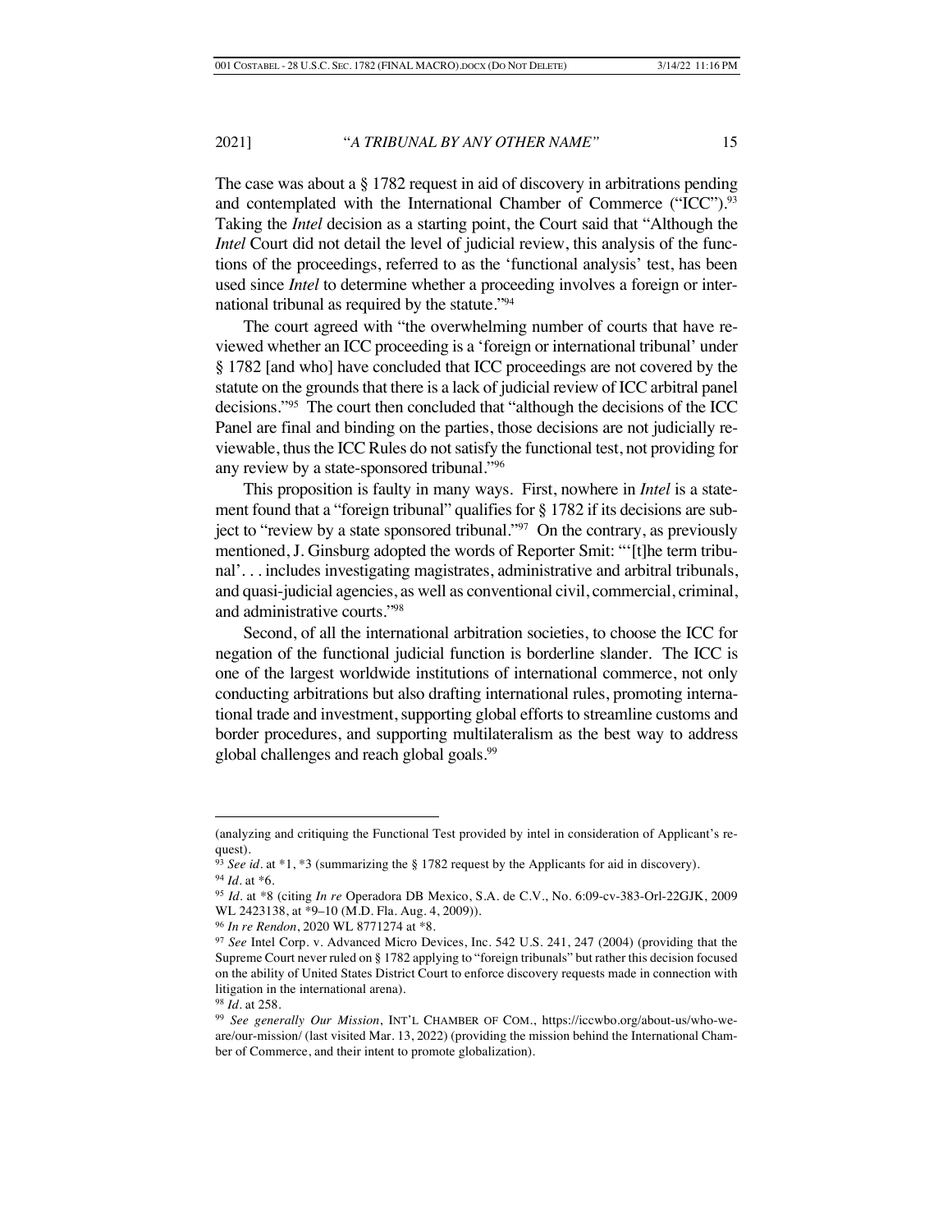The case was about a § 1782 request in aid of discovery in arbitrations pending and contemplated with the International Chamber of Commerce ("ICC").[93] Taking the *Intel* decision as a starting point, the Court said that "Although the *Intel* Court did not detail the level of judicial review, this analysis of the functions of the proceedings, referred to as the 'functional analysis' test, has been used since *Intel* to determine whether a proceeding involves a foreign or international tribunal as required by the statute."[94]

The court agreed with "the overwhelming number of courts that have reviewed whether an ICC proceeding is a 'foreign or international tribunal' under § 1782 [and who] have concluded that ICC proceedings are not covered by the statute on the grounds that there is a lack of judicial review of ICC arbitral panel decisions."[95] The court then concluded that "although the decisions of the ICC Panel are final and binding on the parties, those decisions are not judicially reviewable, thus the ICC Rules do not satisfy the functional test, not providing for any review by a state-sponsored tribunal."[96]

This proposition is faulty in many ways. First, nowhere in *Intel* is a statement found that a "foreign tribunal" qualifies for § 1782 if its decisions are subject to "review by a state sponsored tribunal."[97] On the contrary, as previously mentioned, J. Ginsburg adopted the words of Reporter Smit: "'[t]he term tribunal'. . . includes investigating magistrates, administrative and arbitral tribunals, and quasi-judicial agencies, as well as conventional civil, commercial, criminal, and administrative courts."[98]

Second, of all the international arbitration societies, to choose the ICC for negation of the functional judicial function is borderline slander. The ICC is one of the largest worldwide institutions of international commerce, not only conducting arbitrations but also drafting international rules, promoting international trade and investment, supporting global efforts to streamline customs and border procedures, and supporting multilateralism as the best way to address global challenges and reach global goals.[99]

---

(analyzing and critiquing the Functional Test provided by intel in consideration of Applicant's request).

[93] *See id.* at *1, *3 (summarizing the § 1782 request by the Applicants for aid in discovery).

[94] *Id.* at *6.

[95] *Id.* at *8 (citing *In re* Operadora DB Mexico, S.A. de C.V., No. 6:09-cv-383-Orl-22GJK, 2009 WL 2423138, at *9–10 (M.D. Fla. Aug. 4, 2009)).

[96] *In re Rendon*, 2020 WL 8771274 at *8.

[97] *See* Intel Corp. v. Advanced Micro Devices, Inc. 542 U.S. 241, 247 (2004) (providing that the Supreme Court never ruled on § 1782 applying to "foreign tribunals" but rather this decision focused on the ability of United States District Court to enforce discovery requests made in connection with litigation in the international arena).

[98] *Id.* at 258.

[99] *See generally Our Mission*, INT'L CHAMBER OF COM., https://iccwbo.org/about-us/who-we-are/our-mission/ (last visited Mar. 13, 2022) (providing the mission behind the International Chamber of Commerce, and their intent to promote globalization).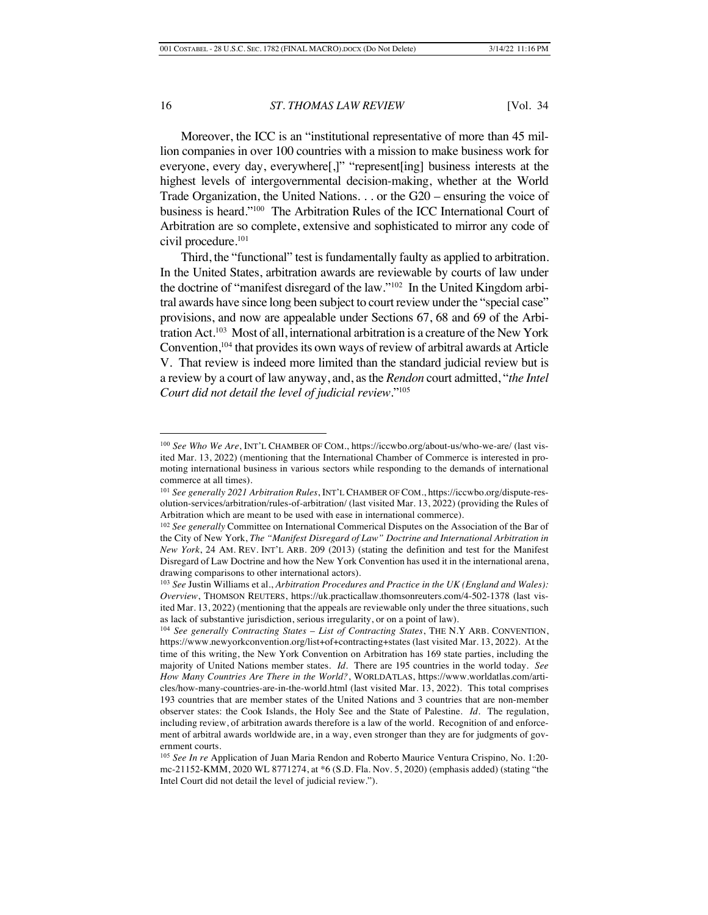Moreover, the ICC is an "institutional representative of more than 45 million companies in over 100 countries with a mission to make business work for everyone, every day, everywhere[,]" "represent[ing] business interests at the highest levels of intergovernmental decision-making, whether at the World Trade Organization, the United Nations. . . or the G20 – ensuring the voice of business is heard."[100] The Arbitration Rules of the ICC International Court of Arbitration are so complete, extensive and sophisticated to mirror any code of civil procedure.[101]

Third, the "functional" test is fundamentally faulty as applied to arbitration. In the United States, arbitration awards are reviewable by courts of law under the doctrine of "manifest disregard of the law."[102] In the United Kingdom arbitral awards have since long been subject to court review under the "special case" provisions, and now are appealable under Sections 67, 68 and 69 of the Arbitration Act.[103] Most of all, international arbitration is a creature of the New York Convention,[104] that provides its own ways of review of arbitral awards at Article V. That review is indeed more limited than the standard judicial review but is a review by a court of law anyway, and, as the *Rendon* court admitted, "*the Intel Court did not detail the level of judicial review*."[105]

---

[100] *See Who We Are*, INT'L CHAMBER OF COM., https://iccwbo.org/about-us/who-we-are/ (last visited Mar. 13, 2022) (mentioning that the International Chamber of Commerce is interested in promoting international business in various sectors while responding to the demands of international commerce at all times).

[101] *See generally 2021 Arbitration Rules*, INT'L CHAMBER OF COM., https://iccwbo.org/dispute-resolution-services/arbitration/rules-of-arbitration/ (last visited Mar. 13, 2022) (providing the Rules of Arbitration which are meant to be used with ease in international commerce).

[102] *See generally* Committee on International Commerical Disputes on the Association of the Bar of the City of New York, *The "Manifest Disregard of Law" Doctrine and International Arbitration in New York*, 24 AM. REV. INT'L ARB. 209 (2013) (stating the definition and test for the Manifest Disregard of Law Doctrine and how the New York Convention has used it in the international arena, drawing comparisons to other international actors).

[103] *See* Justin Williams et al., *Arbitration Procedures and Practice in the UK (England and Wales): Overview*, THOMSON REUTERS, https://uk.practicallaw.thomsonreuters.com/4-502-1378 (last visited Mar. 13, 2022) (mentioning that the appeals are reviewable only under the three situations, such as lack of substantive jurisdiction, serious irregularity, or on a point of law).

[104] *See generally Contracting States – List of Contracting States*, THE N.Y ARB. CONVENTION, https://www.newyorkconvention.org/list+of+contracting+states (last visited Mar. 13, 2022). At the time of this writing, the New York Convention on Arbitration has 169 state parties, including the majority of United Nations member states. *Id.* There are 195 countries in the world today. *See How Many Countries Are There in the World?*, WORLDATLAS, https://www.worldatlas.com/articles/how-many-countries-are-in-the-world.html (last visited Mar. 13, 2022). This total comprises 193 countries that are member states of the United Nations and 3 countries that are non-member observer states: the Cook Islands, the Holy See and the State of Palestine. *Id.* The regulation, including review, of arbitration awards therefore is a law of the world. Recognition of and enforcement of arbitral awards worldwide are, in a way, even stronger than they are for judgments of government courts.

[105] *See In re* Application of Juan Maria Rendon and Roberto Maurice Ventura Crispino, No. 1:20-mc-21152-KMM, 2020 WL 8771274, at *6 (S.D. Fla. Nov. 5, 2020) (emphasis added) (stating "the Intel Court did not detail the level of judicial review.").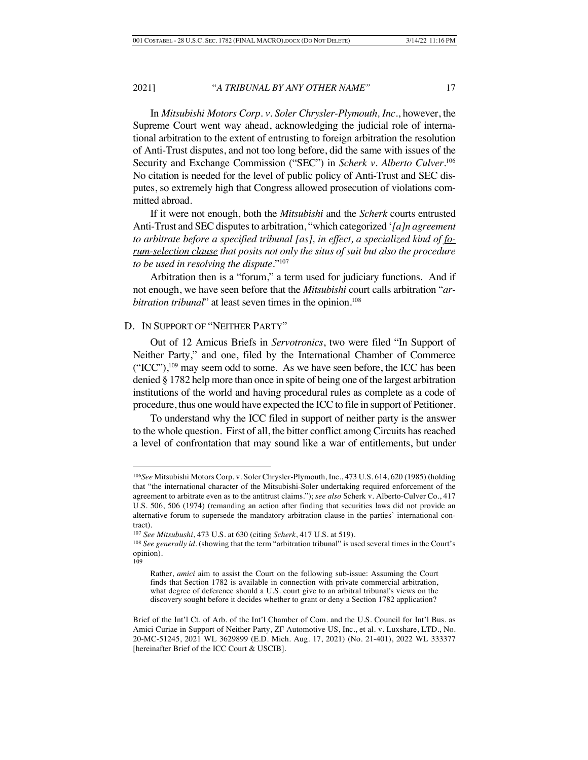In *Mitsubishi Motors Corp. v. Soler Chrysler-Plymouth, Inc*., however, the Supreme Court went way ahead, acknowledging the judicial role of international arbitration to the extent of entrusting to foreign arbitration the resolution of Anti-Trust disputes, and not too long before, did the same with issues of the Security and Exchange Commission ("SEC") in *Scherk v. Alberto Culver*.[106] No citation is needed for the level of public policy of Anti-Trust and SEC disputes, so extremely high that Congress allowed prosecution of violations committed abroad.

If it were not enough, both the *Mitsubishi* and the *Scherk* courts entrusted Anti-Trust and SEC disputes to arbitration, "which categorized '*[a]n agreement to arbitrate before a specified tribunal [as], in effect, a specialized kind of <u>forum-selection clause</u> that posits not only the situs of suit but also the procedure to be used in resolving the dispute*.'"[107]

Arbitration then is a "forum," a term used for judiciary functions. And if not enough, we have seen before that the *Mitsubishi* court calls arbitration "*arbitration tribunal*" at least seven times in the opinion.[108]

## D. In Support of "Neither Party"

Out of 12 Amicus Briefs in *Servotronics*, two were filed "In Support of Neither Party," and one, filed by the International Chamber of Commerce ("ICC"),[109] may seem odd to some. As we have seen before, the ICC has been denied § 1782 help more than once in spite of being one of the largest arbitration institutions of the world and having procedural rules as complete as a code of procedure, thus one would have expected the ICC to file in support of Petitioner.

To understand why the ICC filed in support of neither party is the answer to the whole question. First of all, the bitter conflict among Circuits has reached a level of confrontation that may sound like a war of entitlements, but under

---

[106] *See* Mitsubishi Motors Corp. v. Soler Chrysler-Plymouth, Inc., 473 U.S. 614, 620 (1985) (holding that "the international character of the Mitsubishi-Soler undertaking required enforcement of the agreement to arbitrate even as to the antitrust claims."); *see also* Scherk v. Alberto-Culver Co., 417 U.S. 506, 506 (1974) (remanding an action after finding that securities laws did not provide an alternative forum to supersede the mandatory arbitration clause in the parties' international contract).

[107] *See Mitsubushi*, 473 U.S. at 630 (citing *Scherk*, 417 U.S. at 519).

[108] *See generally id*. (showing that the term "arbitration tribunal" is used several times in the Court's opinion).

[109]

> Rather, *amici* aim to assist the Court on the following sub-issue: Assuming the Court finds that Section 1782 is available in connection with private commercial arbitration, what degree of deference should a U.S. court give to an arbitral tribunal's views on the discovery sought before it decides whether to grant or deny a Section 1782 application?

Brief of the Int'l Ct. of Arb. of the Int'l Chamber of Com. and the U.S. Council for Int'l Bus. as Amici Curiae in Support of Neither Party, ZF Automotive US, Inc., et al. v. Luxshare, LTD., No. 20-MC-51245, 2021 WL 3629899 (E.D. Mich. Aug. 17, 2021) (No. 21-401), 2022 WL 333377 [hereinafter Brief of the ICC Court & USCIB].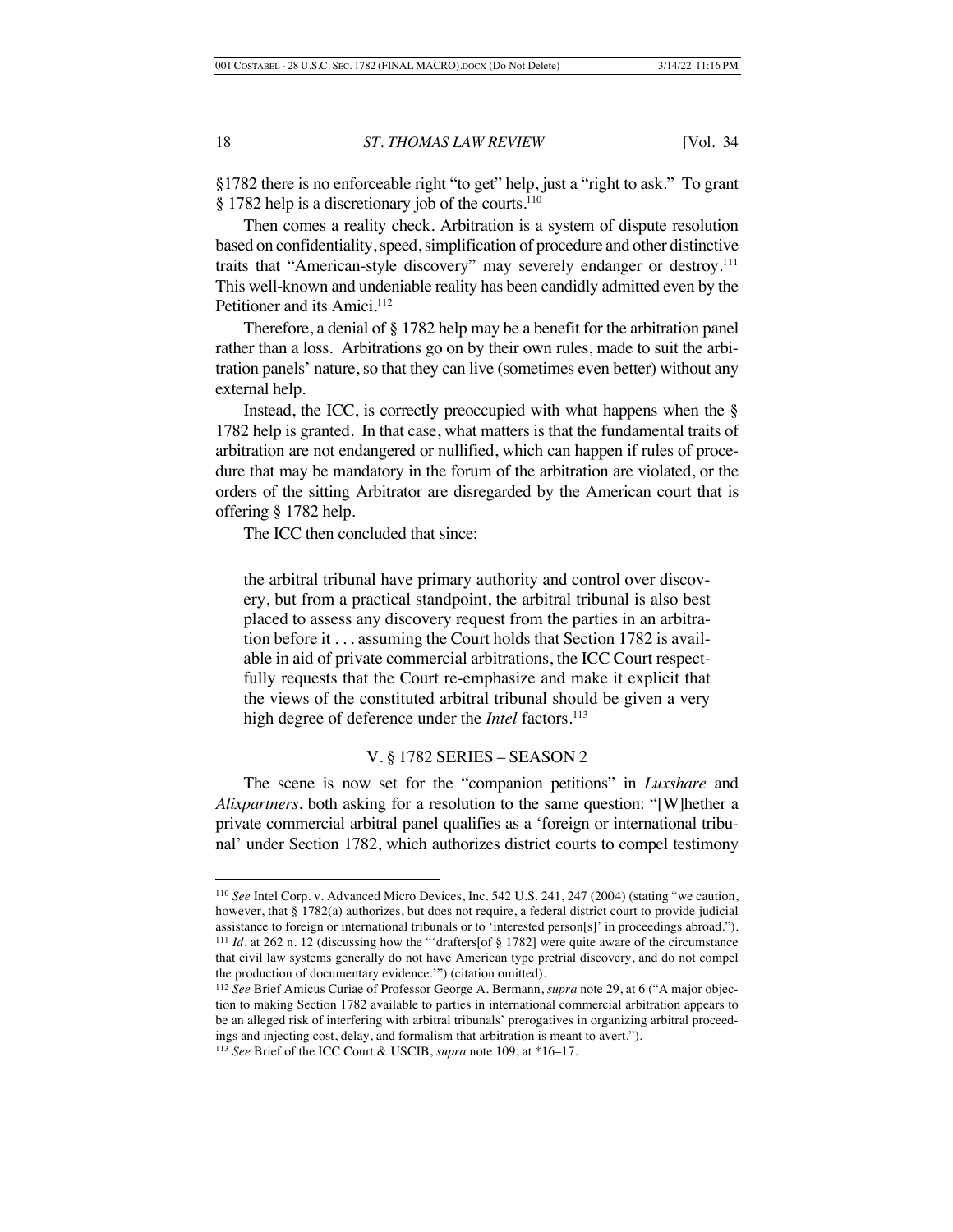§1782 there is no enforceable right "to get" help, just a "right to ask." To grant § 1782 help is a discretionary job of the courts.[110]

Then comes a reality check. Arbitration is a system of dispute resolution based on confidentiality, speed, simplification of procedure and other distinctive traits that "American-style discovery" may severely endanger or destroy.[111] This well-known and undeniable reality has been candidly admitted even by the Petitioner and its Amici.[112]

Therefore, a denial of § 1782 help may be a benefit for the arbitration panel rather than a loss. Arbitrations go on by their own rules, made to suit the arbitration panels' nature, so that they can live (sometimes even better) without any external help.

Instead, the ICC, is correctly preoccupied with what happens when the § 1782 help is granted. In that case, what matters is that the fundamental traits of arbitration are not endangered or nullified, which can happen if rules of procedure that may be mandatory in the forum of the arbitration are violated, or the orders of the sitting Arbitrator are disregarded by the American court that is offering § 1782 help.

The ICC then concluded that since:

> the arbitral tribunal have primary authority and control over discovery, but from a practical standpoint, the arbitral tribunal is also best placed to assess any discovery request from the parties in an arbitration before it . . . assuming the Court holds that Section 1782 is available in aid of private commercial arbitrations, the ICC Court respectfully requests that the Court re-emphasize and make it explicit that the views of the constituted arbitral tribunal should be given a very high degree of deference under the *Intel* factors.[113]

## V. § 1782 SERIES – SEASON 2

The scene is now set for the "companion petitions" in *Luxshare* and *Alixpartners*, both asking for a resolution to the same question: "[W]hether a private commercial arbitral panel qualifies as a 'foreign or international tribunal' under Section 1782, which authorizes district courts to compel testimony

---

[110] *See* Intel Corp. v. Advanced Micro Devices, Inc. 542 U.S. 241, 247 (2004) (stating "we caution, however, that § 1782(a) authorizes, but does not require, a federal district court to provide judicial assistance to foreign or international tribunals or to 'interested person[s]' in proceedings abroad.").

[111] *Id.* at 262 n. 12 (discussing how the "'drafters[of § 1782] were quite aware of the circumstance that civil law systems generally do not have American type pretrial discovery, and do not compel the production of documentary evidence.'") (citation omitted).

[112] *See* Brief Amicus Curiae of Professor George A. Bermann, *supra* note 29, at 6 ("A major objection to making Section 1782 available to parties in international commercial arbitration appears to be an alleged risk of interfering with arbitral tribunals' prerogatives in organizing arbitral proceedings and injecting cost, delay, and formalism that arbitration is meant to avert.").

[113] *See* Brief of the ICC Court & USCIB, *supra* note 109, at *16–17.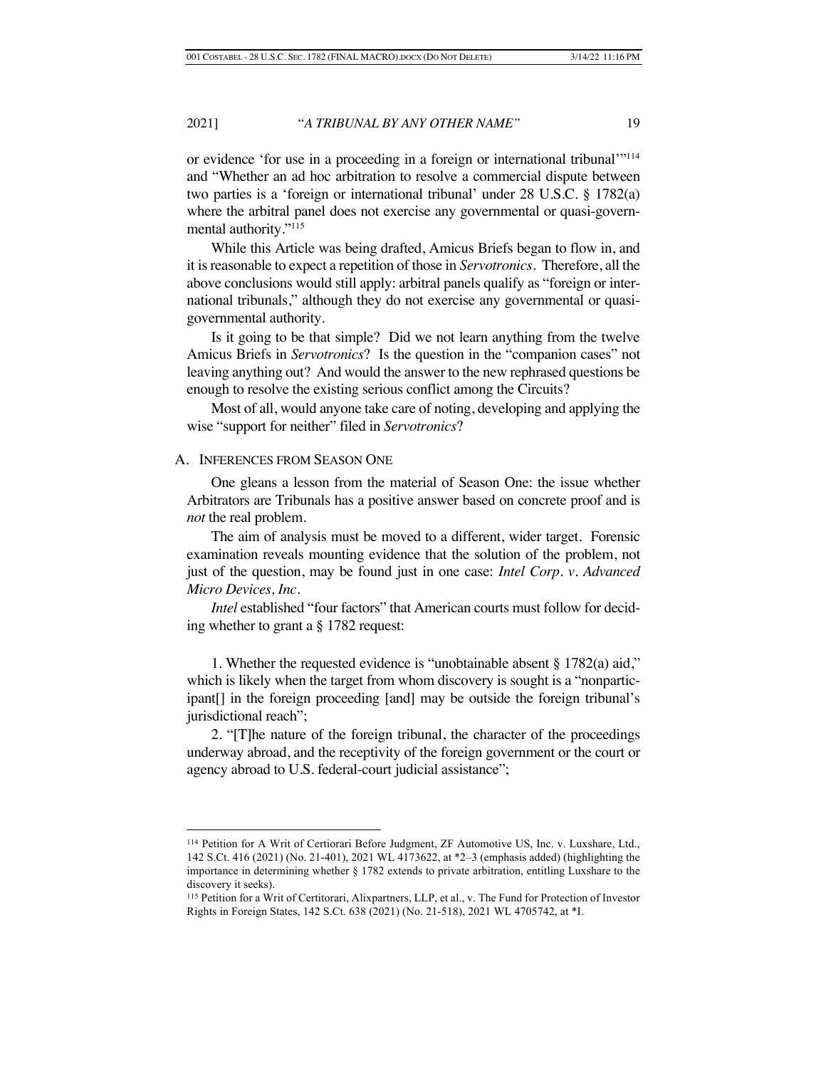or evidence 'for use in a proceeding in a foreign or international tribunal'"[114] and "Whether an ad hoc arbitration to resolve a commercial dispute between two parties is a 'foreign or international tribunal' under 28 U.S.C. § 1782(a) where the arbitral panel does not exercise any governmental or quasi-governmental authority."[115]

While this Article was being drafted, Amicus Briefs began to flow in, and it is reasonable to expect a repetition of those in *Servotronics*. Therefore, all the above conclusions would still apply: arbitral panels qualify as "foreign or international tribunals," although they do not exercise any governmental or quasi-governmental authority.

Is it going to be that simple? Did we not learn anything from the twelve Amicus Briefs in *Servotronics*? Is the question in the "companion cases" not leaving anything out? And would the answer to the new rephrased questions be enough to resolve the existing serious conflict among the Circuits?

Most of all, would anyone take care of noting, developing and applying the wise "support for neither" filed in *Servotronics*?

## A. Inferences from Season One

One gleans a lesson from the material of Season One: the issue whether Arbitrators are Tribunals has a positive answer based on concrete proof and is *not* the real problem.

The aim of analysis must be moved to a different, wider target. Forensic examination reveals mounting evidence that the solution of the problem, not just of the question, may be found just in one case: *Intel Corp. v. Advanced Micro Devices, Inc.*

*Intel* established "four factors" that American courts must follow for deciding whether to grant a § 1782 request:

1. Whether the requested evidence is "unobtainable absent § 1782(a) aid," which is likely when the target from whom discovery is sought is a "nonparticipant[] in the foreign proceeding [and] may be outside the foreign tribunal's jurisdictional reach";

2. "[T]he nature of the foreign tribunal, the character of the proceedings underway abroad, and the receptivity of the foreign government or the court or agency abroad to U.S. federal-court judicial assistance";

---

[114] Petition for A Writ of Certiorari Before Judgment, ZF Automotive US, Inc. v. Luxshare, Ltd., 142 S.Ct. 416 (2021) (No. 21-401), 2021 WL 4173622, at *2–3 (emphasis added) (highlighting the importance in determining whether § 1782 extends to private arbitration, entitling Luxshare to the discovery it seeks).

[115] Petition for a Writ of Certiorari, Alixpartners, LLP, et al., v. The Fund for Protection of Investor Rights in Foreign States, 142 S.Ct. 638 (2021) (No. 21-518), 2021 WL 4705742, at *I.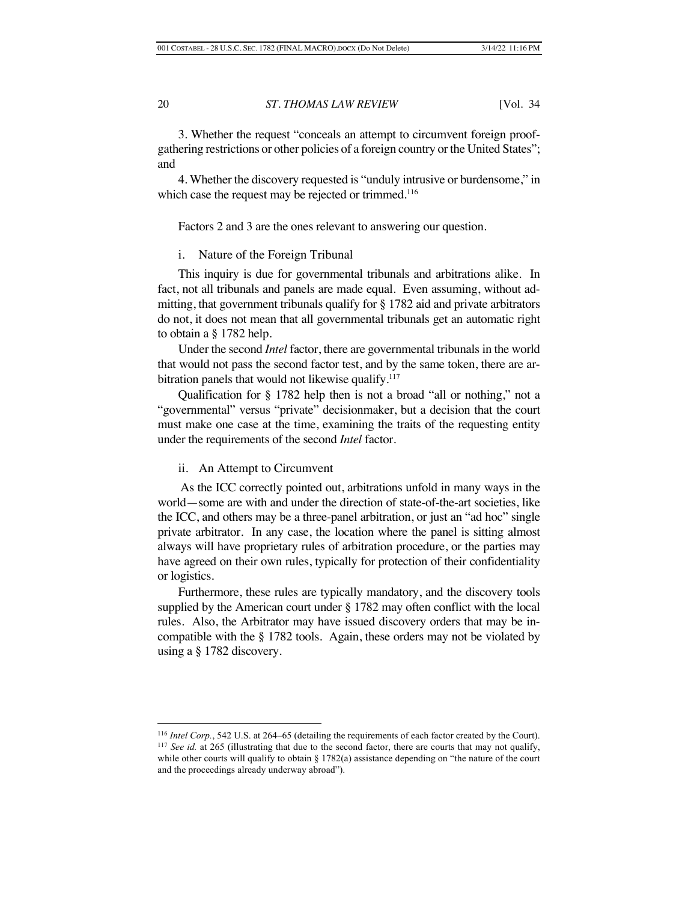3. Whether the request "conceals an attempt to circumvent foreign proof-gathering restrictions or other policies of a foreign country or the United States"; and

4. Whether the discovery requested is "unduly intrusive or burdensome," in which case the request may be rejected or trimmed.[116]

Factors 2 and 3 are the ones relevant to answering our question.

i. Nature of the Foreign Tribunal

This inquiry is due for governmental tribunals and arbitrations alike. In fact, not all tribunals and panels are made equal. Even assuming, without admitting, that government tribunals qualify for § 1782 aid and private arbitrators do not, it does not mean that all governmental tribunals get an automatic right to obtain a § 1782 help.

Under the second *Intel* factor, there are governmental tribunals in the world that would not pass the second factor test, and by the same token, there are arbitration panels that would not likewise qualify.[117]

Qualification for § 1782 help then is not a broad "all or nothing," not a "governmental" versus "private" decisionmaker, but a decision that the court must make one case at the time, examining the traits of the requesting entity under the requirements of the second *Intel* factor.

ii. An Attempt to Circumvent

As the ICC correctly pointed out, arbitrations unfold in many ways in the world—some are with and under the direction of state-of-the-art societies, like the ICC, and others may be a three-panel arbitration, or just an "ad hoc" single private arbitrator. In any case, the location where the panel is sitting almost always will have proprietary rules of arbitration procedure, or the parties may have agreed on their own rules, typically for protection of their confidentiality or logistics.

Furthermore, these rules are typically mandatory, and the discovery tools supplied by the American court under § 1782 may often conflict with the local rules. Also, the Arbitrator may have issued discovery orders that may be incompatible with the § 1782 tools. Again, these orders may not be violated by using a § 1782 discovery.

---

[116] *Intel Corp.*, 542 U.S. at 264–65 (detailing the requirements of each factor created by the Court).

[117] *See id.* at 265 (illustrating that due to the second factor, there are courts that may not qualify, while other courts will qualify to obtain § 1782(a) assistance depending on "the nature of the court and the proceedings already underway abroad").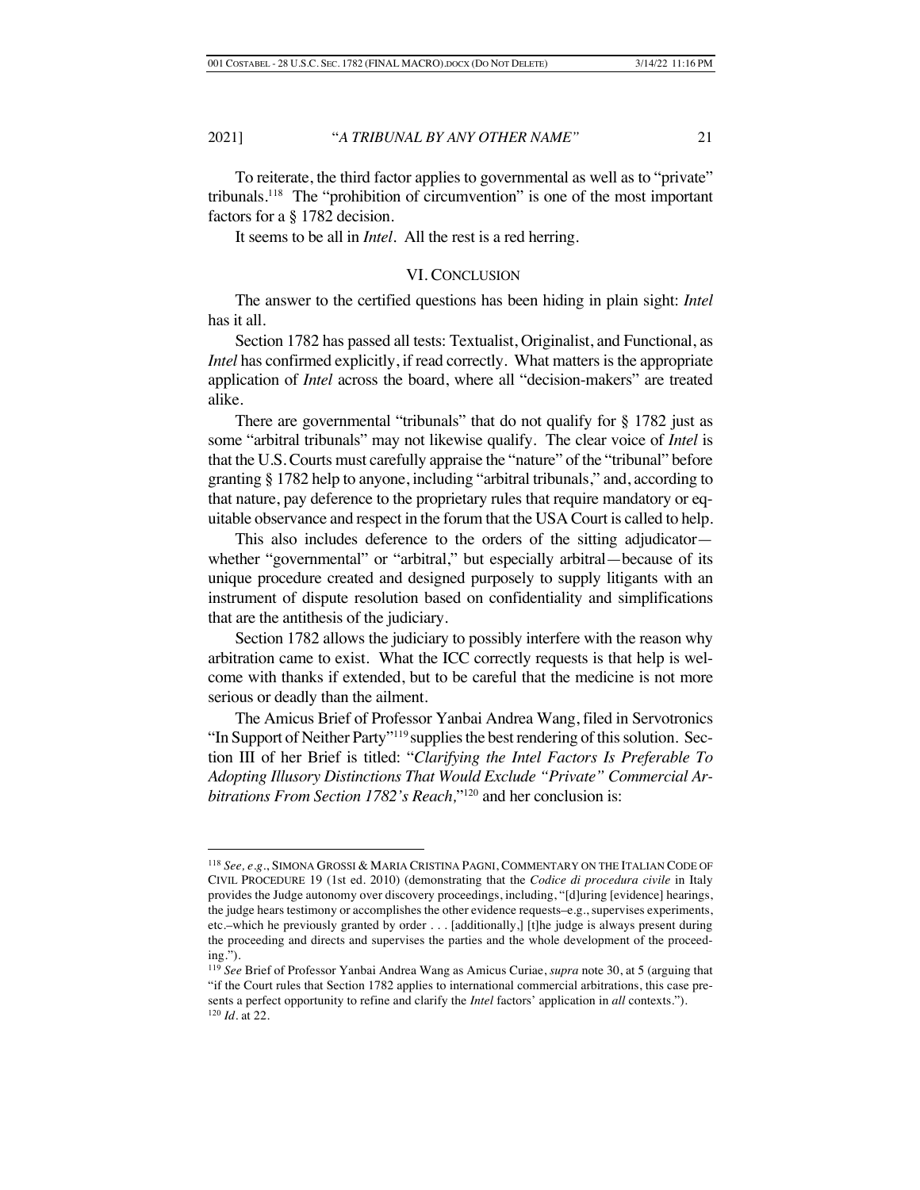To reiterate, the third factor applies to governmental as well as to "private" tribunals.[118] The "prohibition of circumvention" is one of the most important factors for a § 1782 decision.

It seems to be all in *Intel*. All the rest is a red herring.

## VI. CONCLUSION

The answer to the certified questions has been hiding in plain sight: *Intel* has it all.

Section 1782 has passed all tests: Textualist, Originalist, and Functional, as *Intel* has confirmed explicitly, if read correctly. What matters is the appropriate application of *Intel* across the board, where all "decision-makers" are treated alike.

There are governmental "tribunals" that do not qualify for § 1782 just as some "arbitral tribunals" may not likewise qualify. The clear voice of *Intel* is that the U.S. Courts must carefully appraise the "nature" of the "tribunal" before granting § 1782 help to anyone, including "arbitral tribunals," and, according to that nature, pay deference to the proprietary rules that require mandatory or equitable observance and respect in the forum that the USA Court is called to help.

This also includes deference to the orders of the sitting adjudicator—whether "governmental" or "arbitral," but especially arbitral—because of its unique procedure created and designed purposely to supply litigants with an instrument of dispute resolution based on confidentiality and simplifications that are the antithesis of the judiciary.

Section 1782 allows the judiciary to possibly interfere with the reason why arbitration came to exist. What the ICC correctly requests is that help is welcome with thanks if extended, but to be careful that the medicine is not more serious or deadly than the ailment.

The Amicus Brief of Professor Yanbai Andrea Wang, filed in Servotronics "In Support of Neither Party"[119] supplies the best rendering of this solution. Section III of her Brief is titled: "*Clarifying the Intel Factors Is Preferable To Adopting Illusory Distinctions That Would Exclude "Private" Commercial Arbitrations From Section 1782's Reach,*"[120] and her conclusion is:

---

[118] *See, e.g.*, SIMONA GROSSI & MARIA CRISTINA PAGNI, COMMENTARY ON THE ITALIAN CODE OF CIVIL PROCEDURE 19 (1st ed. 2010) (demonstrating that the *Codice di procedura civile* in Italy provides the Judge autonomy over discovery proceedings, including, "[d]uring [evidence] hearings, the judge hears testimony or accomplishes the other evidence requests–e.g., supervises experiments, etc.–which he previously granted by order . . . [additionally,] [t]he judge is always present during the proceeding and directs and supervises the parties and the whole development of the proceeding.").

[119] *See* Brief of Professor Yanbai Andrea Wang as Amicus Curiae, *supra* note 30, at 5 (arguing that "if the Court rules that Section 1782 applies to international commercial arbitrations, this case presents a perfect opportunity to refine and clarify the *Intel* factors' application in *all* contexts.").

[120] *Id*. at 22.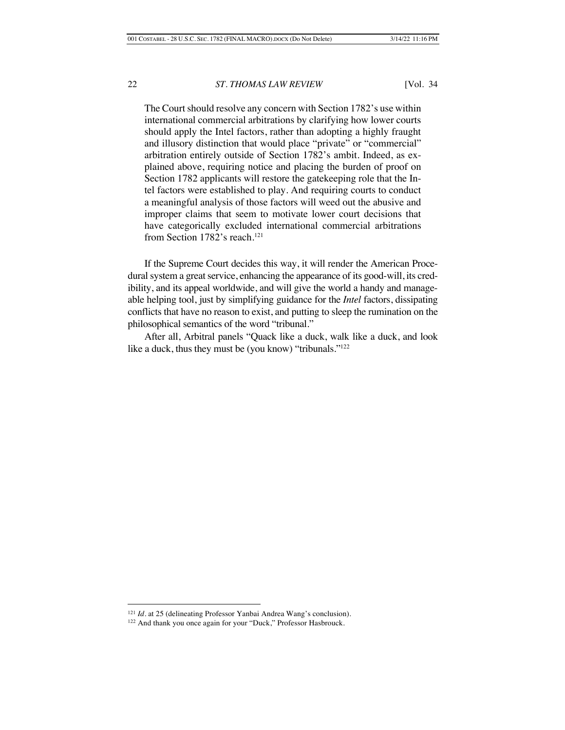> The Court should resolve any concern with Section 1782's use within international commercial arbitrations by clarifying how lower courts should apply the Intel factors, rather than adopting a highly fraught and illusory distinction that would place "private" or "commercial" arbitration entirely outside of Section 1782's ambit. Indeed, as explained above, requiring notice and placing the burden of proof on Section 1782 applicants will restore the gatekeeping role that the Intel factors were established to play. And requiring courts to conduct a meaningful analysis of those factors will weed out the abusive and improper claims that seem to motivate lower court decisions that have categorically excluded international commercial arbitrations from Section 1782's reach.[121]

If the Supreme Court decides this way, it will render the American Procedural system a great service, enhancing the appearance of its good-will, its credibility, and its appeal worldwide, and will give the world a handy and manageable helping tool, just by simplifying guidance for the *Intel* factors, dissipating conflicts that have no reason to exist, and putting to sleep the rumination on the philosophical semantics of the word "tribunal."

After all, Arbitral panels "Quack like a duck, walk like a duck, and look like a duck, thus they must be (you know) "tribunals."[122]

---

[121] *Id.* at 25 (delineating Professor Yanbai Andrea Wang's conclusion).

[122] And thank you once again for your "Duck," Professor Hasbrouck.